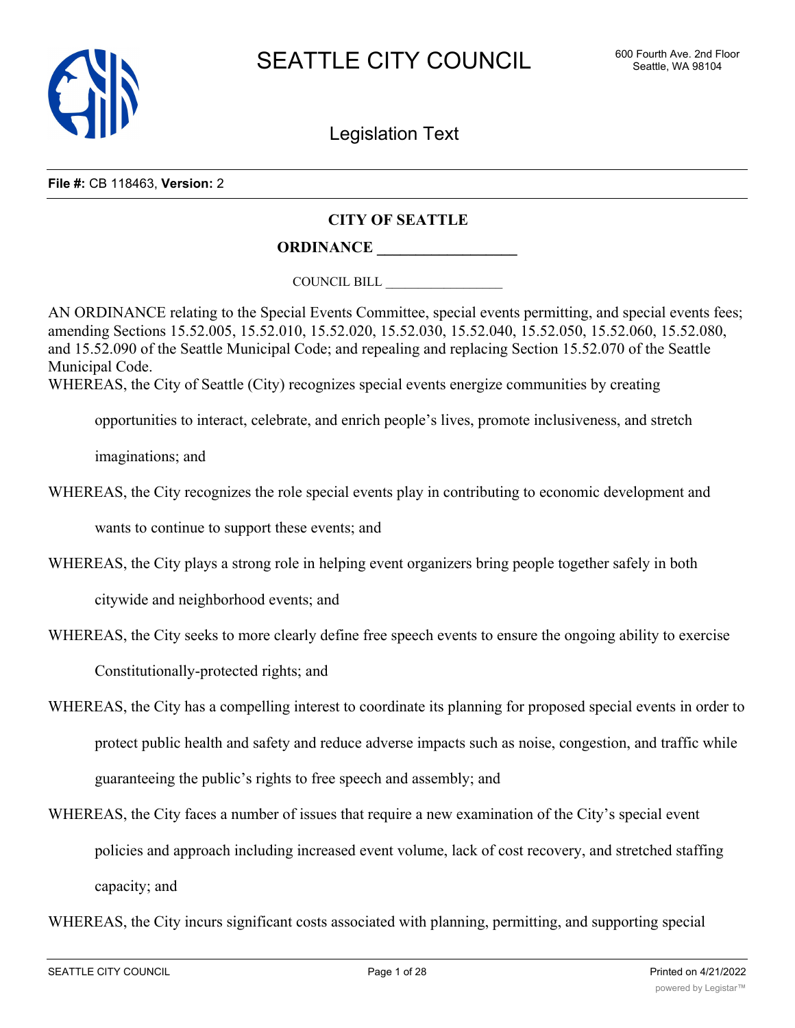# SEATTLE CITY COUNCIL

600 Fourth Ave. 2nd Floor
Seattle, WA 98104

## Legislation Text

**File #:** CB 118463, **Version:** 2

**CITY OF SEATTLE**

**ORDINANCE __________________**

COUNCIL BILL __________________

AN ORDINANCE relating to the Special Events Committee, special events permitting, and special events fees; amending Sections 15.52.005, 15.52.010, 15.52.020, 15.52.030, 15.52.040, 15.52.050, 15.52.060, 15.52.080, and 15.52.090 of the Seattle Municipal Code; and repealing and replacing Section 15.52.070 of the Seattle Municipal Code.

WHEREAS, the City of Seattle (City) recognizes special events energize communities by creating opportunities to interact, celebrate, and enrich people's lives, promote inclusiveness, and stretch imaginations; and

WHEREAS, the City recognizes the role special events play in contributing to economic development and wants to continue to support these events; and

WHEREAS, the City plays a strong role in helping event organizers bring people together safely in both citywide and neighborhood events; and

WHEREAS, the City seeks to more clearly define free speech events to ensure the ongoing ability to exercise Constitutionally-protected rights; and

WHEREAS, the City has a compelling interest to coordinate its planning for proposed special events in order to protect public health and safety and reduce adverse impacts such as noise, congestion, and traffic while guaranteeing the public's rights to free speech and assembly; and

WHEREAS, the City faces a number of issues that require a new examination of the City's special event policies and approach including increased event volume, lack of cost recovery, and stretched staffing capacity; and

WHEREAS, the City incurs significant costs associated with planning, permitting, and supporting special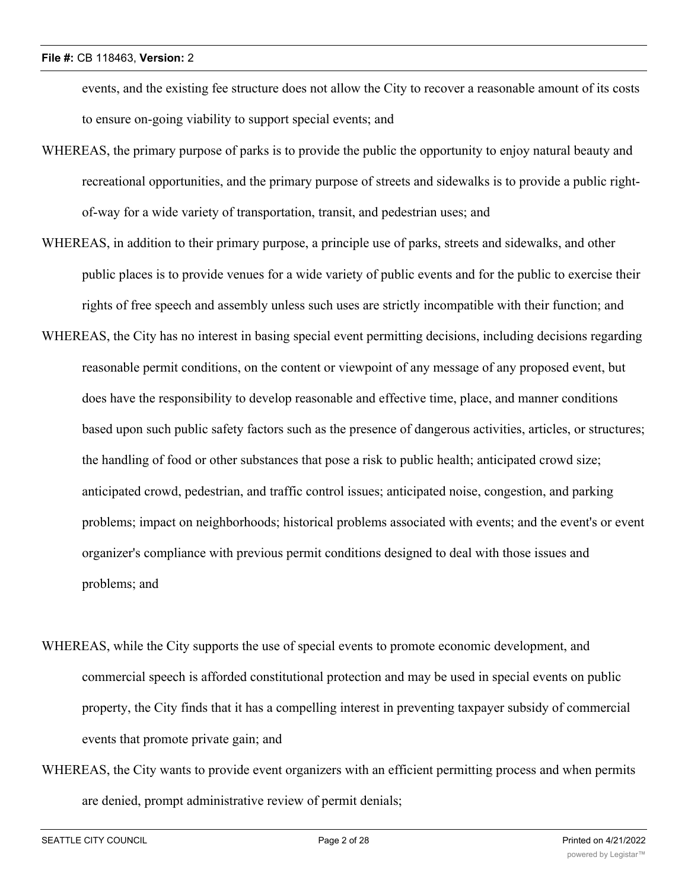events, and the existing fee structure does not allow the City to recover a reasonable amount of its costs to ensure on-going viability to support special events; and

WHEREAS, the primary purpose of parks is to provide the public the opportunity to enjoy natural beauty and recreational opportunities, and the primary purpose of streets and sidewalks is to provide a public right-of-way for a wide variety of transportation, transit, and pedestrian uses; and

WHEREAS, in addition to their primary purpose, a principle use of parks, streets and sidewalks, and other public places is to provide venues for a wide variety of public events and for the public to exercise their rights of free speech and assembly unless such uses are strictly incompatible with their function; and

WHEREAS, the City has no interest in basing special event permitting decisions, including decisions regarding reasonable permit conditions, on the content or viewpoint of any message of any proposed event, but does have the responsibility to develop reasonable and effective time, place, and manner conditions based upon such public safety factors such as the presence of dangerous activities, articles, or structures; the handling of food or other substances that pose a risk to public health; anticipated crowd size; anticipated crowd, pedestrian, and traffic control issues; anticipated noise, congestion, and parking problems; impact on neighborhoods; historical problems associated with events; and the event's or event organizer's compliance with previous permit conditions designed to deal with those issues and problems; and

WHEREAS, while the City supports the use of special events to promote economic development, and commercial speech is afforded constitutional protection and may be used in special events on public property, the City finds that it has a compelling interest in preventing taxpayer subsidy of commercial events that promote private gain; and

WHEREAS, the City wants to provide event organizers with an efficient permitting process and when permits are denied, prompt administrative review of permit denials;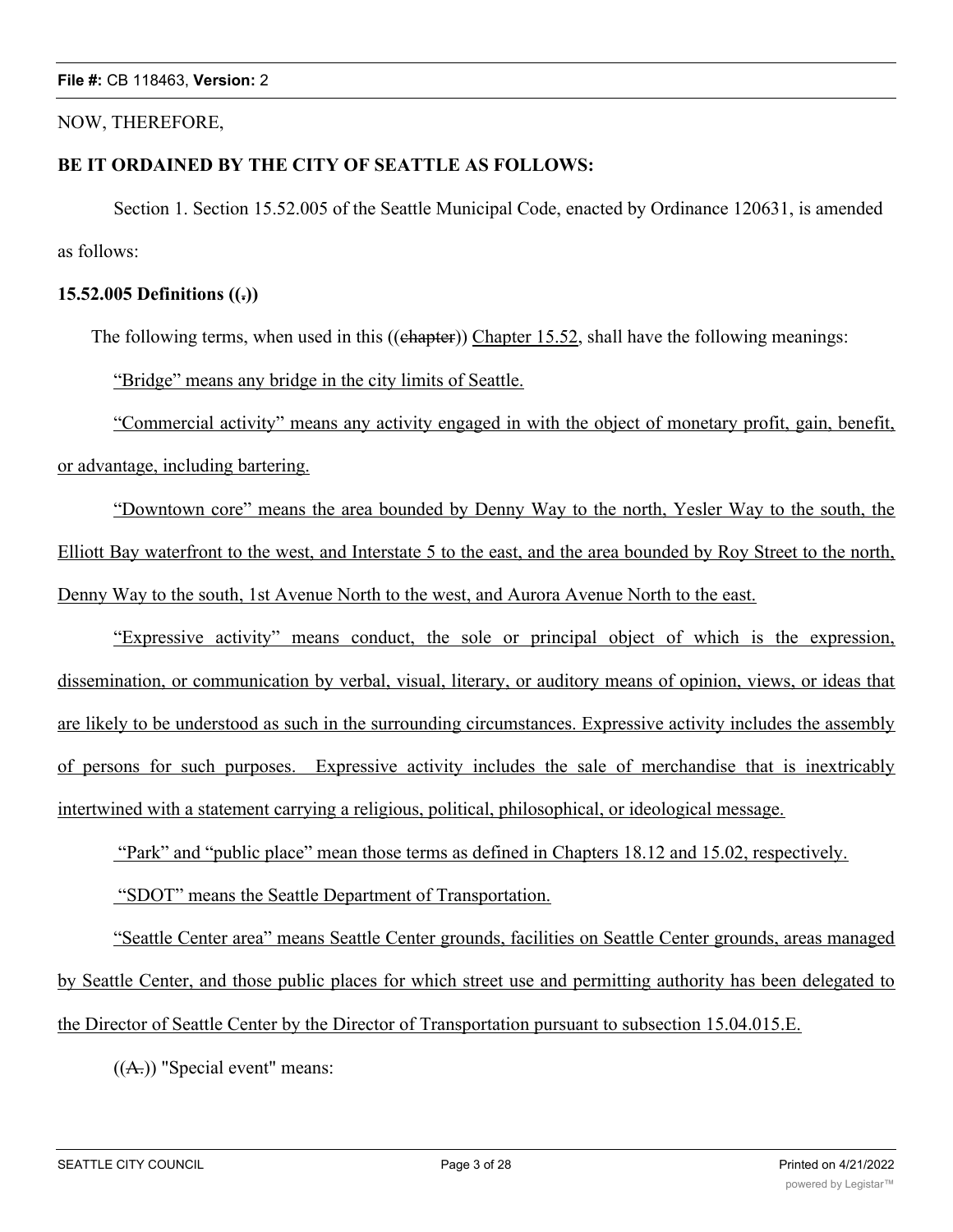NOW, THEREFORE,

**BE IT ORDAINED BY THE CITY OF SEATTLE AS FOLLOWS:**

Section 1. Section 15.52.005 of the Seattle Municipal Code, enacted by Ordinance 120631, is amended as follows:

**15.52.005 Definitions ((.))**

The following terms, when used in this ((~~chapter~~)) <u>Chapter 15.52</u>, shall have the following meanings:

<u>"Bridge" means any bridge in the city limits of Seattle.</u>

<u>"Commercial activity" means any activity engaged in with the object of monetary profit, gain, benefit, or advantage, including bartering.</u>

<u>"Downtown core" means the area bounded by Denny Way to the north, Yesler Way to the south, the Elliott Bay waterfront to the west, and Interstate 5 to the east, and the area bounded by Roy Street to the north, Denny Way to the south, 1st Avenue North to the west, and Aurora Avenue North to the east.</u>

<u>"Expressive activity" means conduct, the sole or principal object of which is the expression, dissemination, or communication by verbal, visual, literary, or auditory means of opinion, views, or ideas that are likely to be understood as such in the surrounding circumstances. Expressive activity includes the assembly of persons for such purposes. Expressive activity includes the sale of merchandise that is inextricably intertwined with a statement carrying a religious, political, philosophical, or ideological message.</u>

<u>"Park" and "public place" mean those terms as defined in Chapters 18.12 and 15.02, respectively.</u>

<u>"SDOT" means the Seattle Department of Transportation.</u>

<u>"Seattle Center area" means Seattle Center grounds, facilities on Seattle Center grounds, areas managed by Seattle Center, and those public places for which street use and permitting authority has been delegated to the Director of Seattle Center by the Director of Transportation pursuant to subsection 15.04.015.E.</u>

((~~A.~~)) "Special event" means: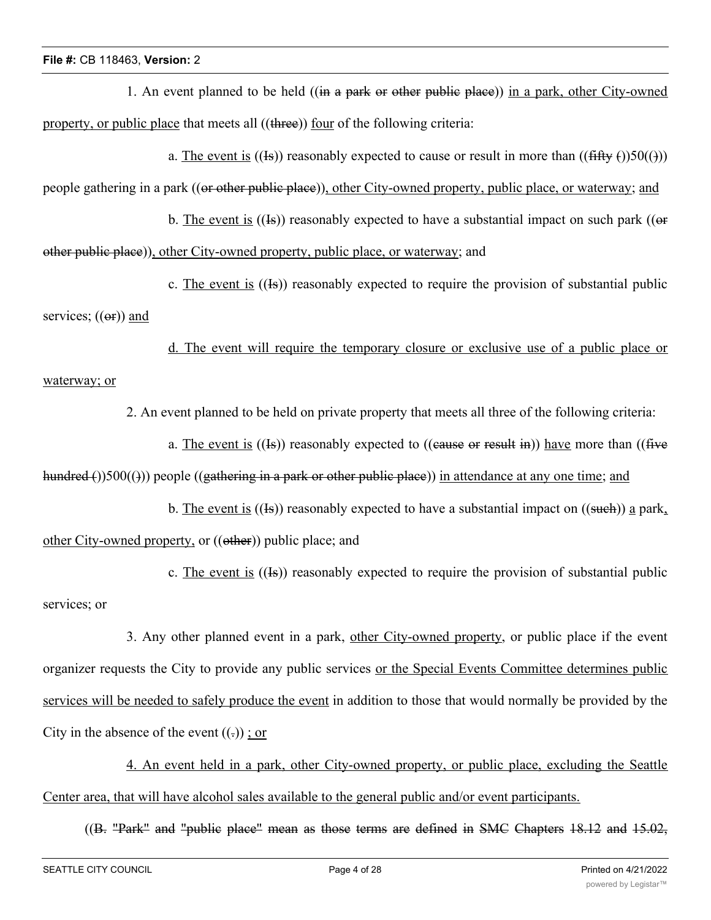1. An event planned to be held ((~~in a park or other public place~~)) <u>in a park, other City-owned property, or public place</u> that meets all ((~~three~~)) <u>four</u> of the following criteria:

a. <u>The event is</u> ((~~Is~~)) reasonably expected to cause or result in more than ((~~fifty (~~))50((~~)~~)) people gathering in a park ((~~or other public place~~))<u>, other City-owned property, public place, or waterway</u>; <u>and</u>

b. <u>The event is</u> ((~~Is~~)) reasonably expected to have a substantial impact on such park ((~~or other public place~~))<u>, other City-owned property, public place, or waterway</u>; and

c. <u>The event is</u> ((~~Is~~)) reasonably expected to require the provision of substantial public services; ((~~or~~)) <u>and</u>

<u>d. The event will require the temporary closure or exclusive use of a public place or waterway; or</u>

2. An event planned to be held on private property that meets all three of the following criteria:

a. <u>The event is</u> ((~~Is~~)) reasonably expected to ((~~cause or result in~~)) <u>have</u> more than ((~~five hundred (~~))500((~~)~~)) people ((~~gathering in a park or other public place~~)) <u>in attendance at any one time</u>; <u>and</u>

b. <u>The event is</u> ((~~Is~~)) reasonably expected to have a substantial impact on ((~~such~~)) <u>a</u> park<u>, other City-owned property,</u> or ((~~other~~)) public place; and

c. <u>The event is</u> ((~~Is~~)) reasonably expected to require the provision of substantial public services; or

3. Any other planned event in a park, <u>other City-owned property</u>, or public place if the event organizer requests the City to provide any public services <u>or the Special Events Committee determines public services will be needed to safely produce the event</u> in addition to those that would normally be provided by the City in the absence of the event ((~~.~~)) <u>; or</u>

<u>4. An event held in a park, other City-owned property, or public place, excluding the Seattle Center area, that will have alcohol sales available to the general public and/or event participants.</u>

((~~B. "Park" and "public place" mean as those terms are defined in SMC Chapters 18.12 and 15.02,~~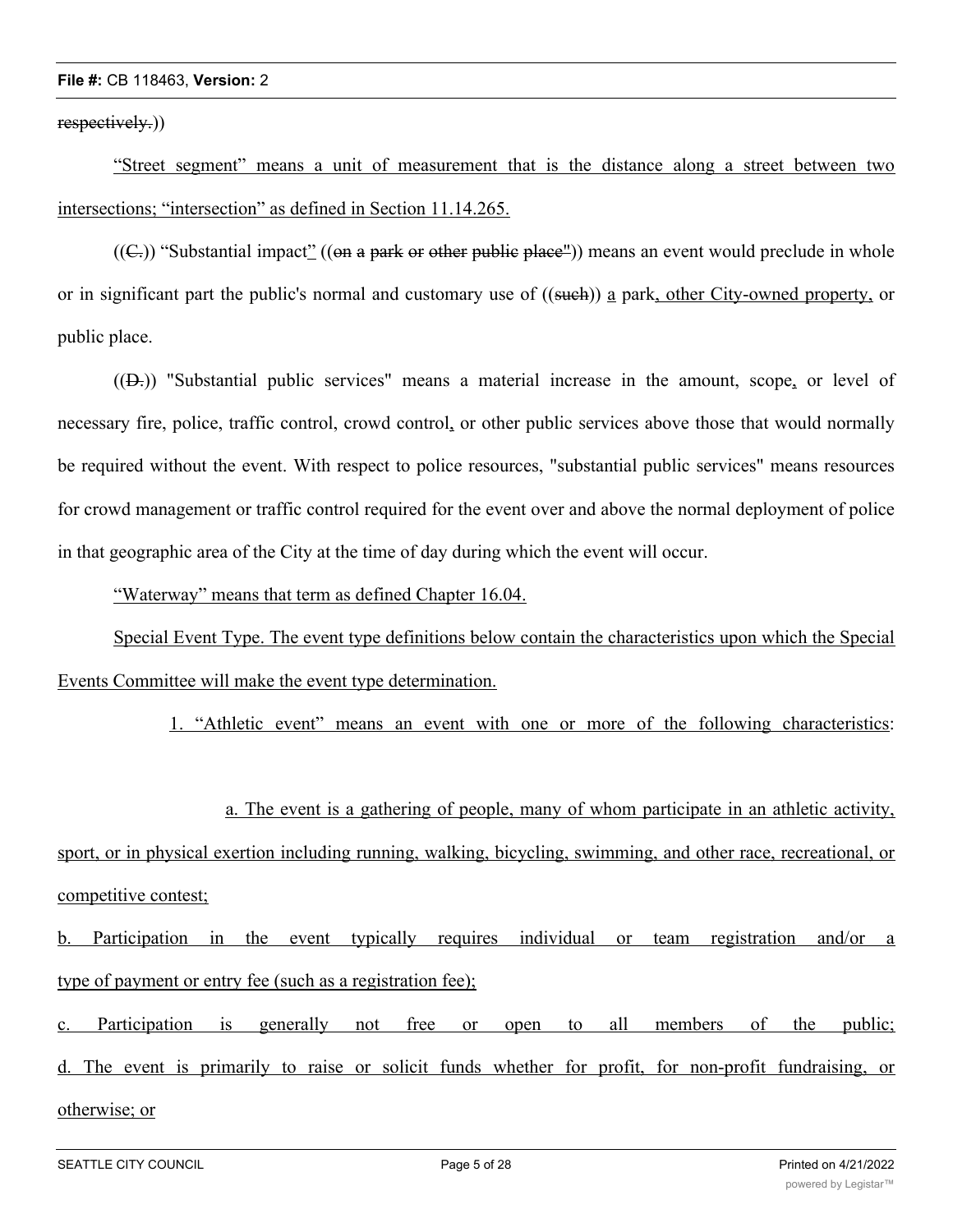respectively.))

"Street segment" means a unit of measurement that is the distance along a street between two intersections; "intersection" as defined in Section 11.14.265.

((C.)) "Substantial impact" ((on a park or other public place")) means an event would preclude in whole or in significant part the public's normal and customary use of ((such)) a park, other City-owned property, or public place.

((D.)) "Substantial public services" means a material increase in the amount, scope, or level of necessary fire, police, traffic control, crowd control, or other public services above those that would normally be required without the event. With respect to police resources, "substantial public services" means resources for crowd management or traffic control required for the event over and above the normal deployment of police in that geographic area of the City at the time of day during which the event will occur.

"Waterway" means that term as defined Chapter 16.04.

Special Event Type. The event type definitions below contain the characteristics upon which the Special Events Committee will make the event type determination.

1. "Athletic event" means an event with one or more of the following characteristics:

a. The event is a gathering of people, many of whom participate in an athletic activity, sport, or in physical exertion including running, walking, bicycling, swimming, and other race, recreational, or competitive contest;

b. Participation in the event typically requires individual or team registration and/or a type of payment or entry fee (such as a registration fee);

c. Participation is generally not free or open to all members of the public;

d. The event is primarily to raise or solicit funds whether for profit, for non-profit fundraising, or otherwise; or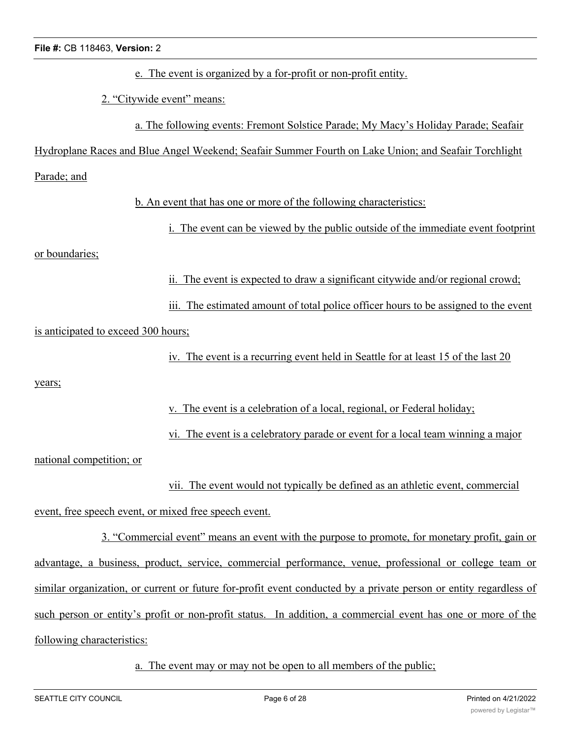e. The event is organized by a for-profit or non-profit entity.

2. "Citywide event" means:

a. The following events: Fremont Solstice Parade; My Macy's Holiday Parade; Seafair Hydroplane Races and Blue Angel Weekend; Seafair Summer Fourth on Lake Union; and Seafair Torchlight Parade; and

b. An event that has one or more of the following characteristics:

i. The event can be viewed by the public outside of the immediate event footprint or boundaries;

ii. The event is expected to draw a significant citywide and/or regional crowd;

iii. The estimated amount of total police officer hours to be assigned to the event is anticipated to exceed 300 hours;

iv. The event is a recurring event held in Seattle for at least 15 of the last 20 years;

v. The event is a celebration of a local, regional, or Federal holiday;

vi. The event is a celebratory parade or event for a local team winning a major national competition; or

vii. The event would not typically be defined as an athletic event, commercial event, free speech event, or mixed free speech event.

3. "Commercial event" means an event with the purpose to promote, for monetary profit, gain or advantage, a business, product, service, commercial performance, venue, professional or college team or similar organization, or current or future for-profit event conducted by a private person or entity regardless of such person or entity's profit or non-profit status. In addition, a commercial event has one or more of the following characteristics:

a. The event may or may not be open to all members of the public;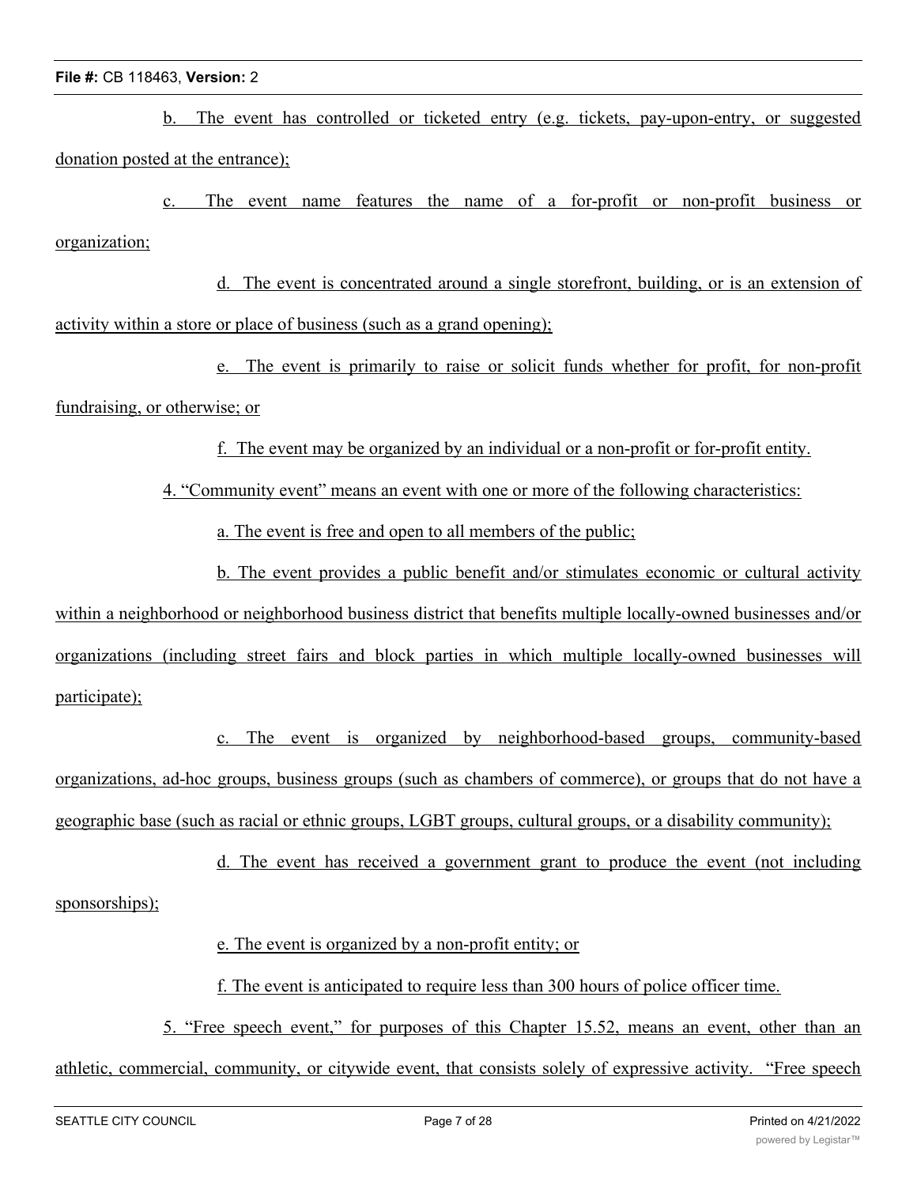b. The event has controlled or ticketed entry (e.g. tickets, pay-upon-entry, or suggested donation posted at the entrance);

c. The event name features the name of a for-profit or non-profit business or organization;

d. The event is concentrated around a single storefront, building, or is an extension of activity within a store or place of business (such as a grand opening);

e. The event is primarily to raise or solicit funds whether for profit, for non-profit fundraising, or otherwise; or

f. The event may be organized by an individual or a non-profit or for-profit entity.

4. "Community event" means an event with one or more of the following characteristics:

a. The event is free and open to all members of the public;

b. The event provides a public benefit and/or stimulates economic or cultural activity within a neighborhood or neighborhood business district that benefits multiple locally-owned businesses and/or organizations (including street fairs and block parties in which multiple locally-owned businesses will participate);

c. The event is organized by neighborhood-based groups, community-based organizations, ad-hoc groups, business groups (such as chambers of commerce), or groups that do not have a geographic base (such as racial or ethnic groups, LGBT groups, cultural groups, or a disability community);

d. The event has received a government grant to produce the event (not including sponsorships);

e. The event is organized by a non-profit entity; or

f. The event is anticipated to require less than 300 hours of police officer time.

5. "Free speech event," for purposes of this Chapter 15.52, means an event, other than an athletic, commercial, community, or citywide event, that consists solely of expressive activity. "Free speech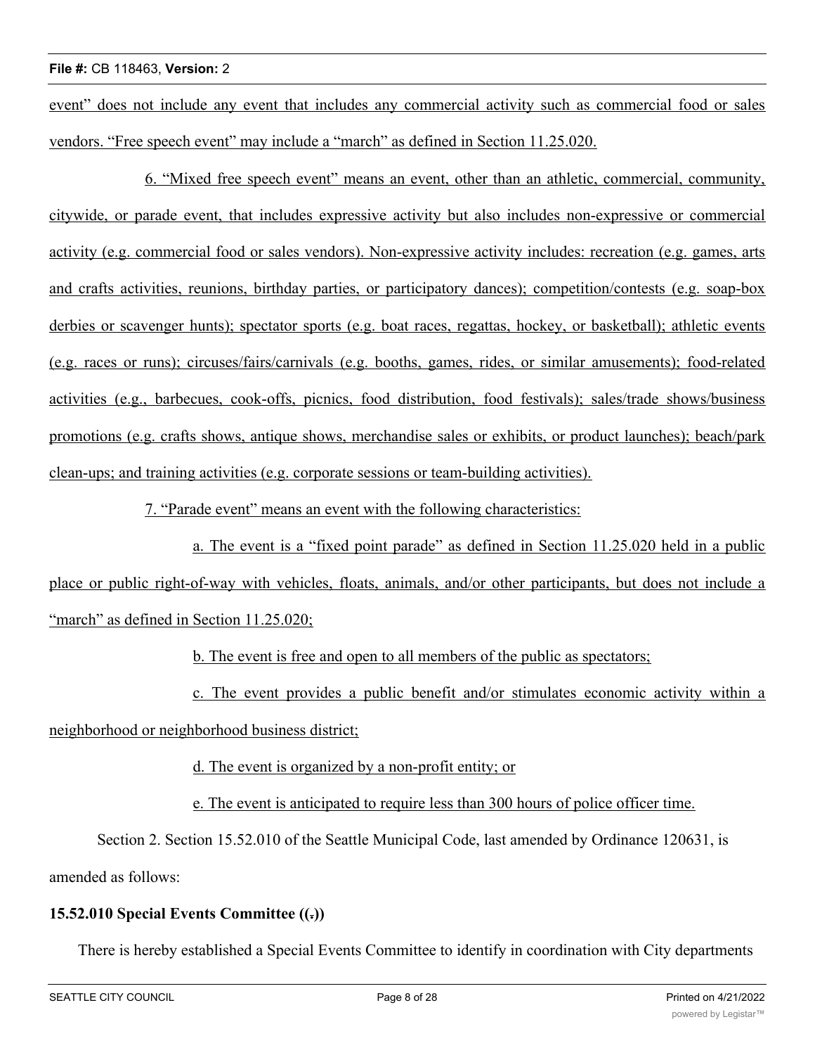event" does not include any event that includes any commercial activity such as commercial food or sales vendors. "Free speech event" may include a "march" as defined in Section 11.25.020.

6. "Mixed free speech event" means an event, other than an athletic, commercial, community, citywide, or parade event, that includes expressive activity but also includes non-expressive or commercial activity (e.g. commercial food or sales vendors). Non-expressive activity includes: recreation (e.g. games, arts and crafts activities, reunions, birthday parties, or participatory dances); competition/contests (e.g. soap-box derbies or scavenger hunts); spectator sports (e.g. boat races, regattas, hockey, or basketball); athletic events (e.g. races or runs); circuses/fairs/carnivals (e.g. booths, games, rides, or similar amusements); food-related activities (e.g., barbecues, cook-offs, picnics, food distribution, food festivals); sales/trade shows/business promotions (e.g. crafts shows, antique shows, merchandise sales or exhibits, or product launches); beach/park clean-ups; and training activities (e.g. corporate sessions or team-building activities).

7. "Parade event" means an event with the following characteristics:

a. The event is a "fixed point parade" as defined in Section 11.25.020 held in a public place or public right-of-way with vehicles, floats, animals, and/or other participants, but does not include a "march" as defined in Section 11.25.020;

b. The event is free and open to all members of the public as spectators;

c. The event provides a public benefit and/or stimulates economic activity within a neighborhood or neighborhood business district;

d. The event is organized by a non-profit entity; or

e. The event is anticipated to require less than 300 hours of police officer time.

Section 2. Section 15.52.010 of the Seattle Municipal Code, last amended by Ordinance 120631, is amended as follows:

**15.52.010 Special Events Committee ((.))**

There is hereby established a Special Events Committee to identify in coordination with City departments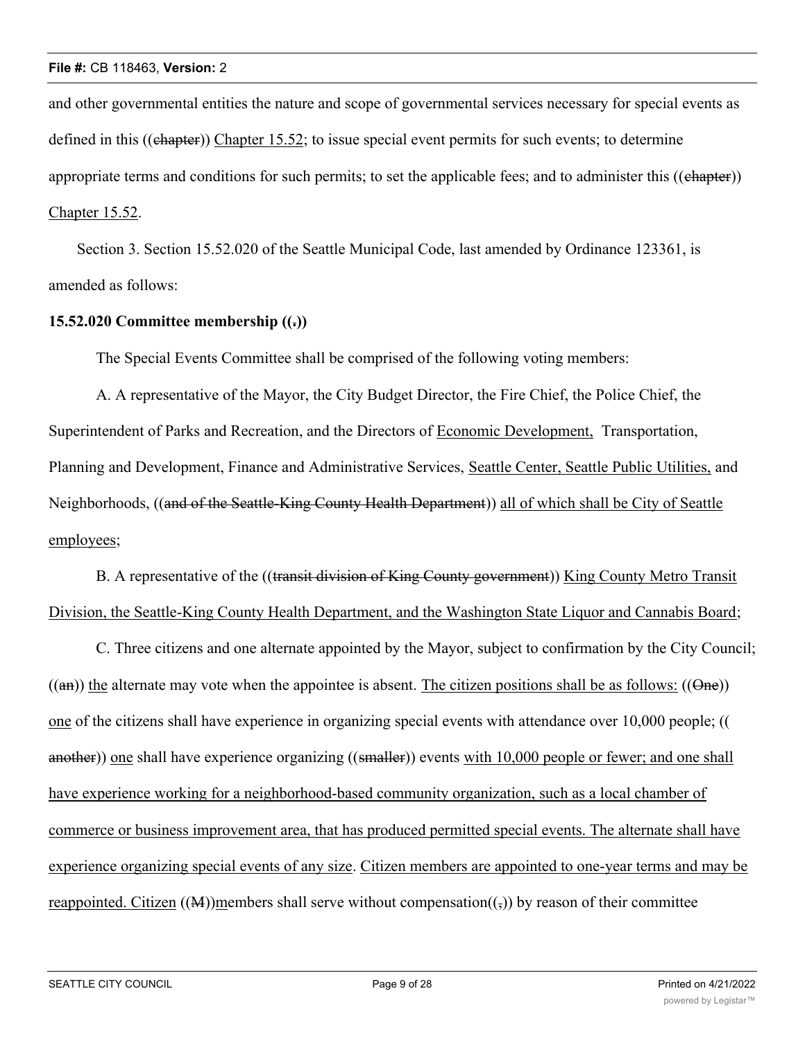and other governmental entities the nature and scope of governmental services necessary for special events as defined in this ((chapter)) Chapter 15.52; to issue special event permits for such events; to determine appropriate terms and conditions for such permits; to set the applicable fees; and to administer this ((chapter)) Chapter 15.52.

Section 3. Section 15.52.020 of the Seattle Municipal Code, last amended by Ordinance 123361, is amended as follows:

**15.52.020 Committee membership ((,))**

The Special Events Committee shall be comprised of the following voting members:

A. A representative of the Mayor, the City Budget Director, the Fire Chief, the Police Chief, the Superintendent of Parks and Recreation, and the Directors of Economic Development, Transportation, Planning and Development, Finance and Administrative Services, Seattle Center, Seattle Public Utilities, and Neighborhoods, ((and of the Seattle-King County Health Department)) all of which shall be City of Seattle employees;

B. A representative of the ((transit division of King County government)) King County Metro Transit Division, the Seattle-King County Health Department, and the Washington State Liquor and Cannabis Board;

C. Three citizens and one alternate appointed by the Mayor, subject to confirmation by the City Council; ((an)) the alternate may vote when the appointee is absent. The citizen positions shall be as follows: ((One)) one of the citizens shall have experience in organizing special events with attendance over 10,000 people; ((another)) one shall have experience organizing ((smaller)) events with 10,000 people or fewer; and one shall have experience working for a neighborhood-based community organization, such as a local chamber of commerce or business improvement area, that has produced permitted special events. The alternate shall have experience organizing special events of any size. Citizen members are appointed to one-year terms and may be reappointed. Citizen ((M))members shall serve without compensation((,)) by reason of their committee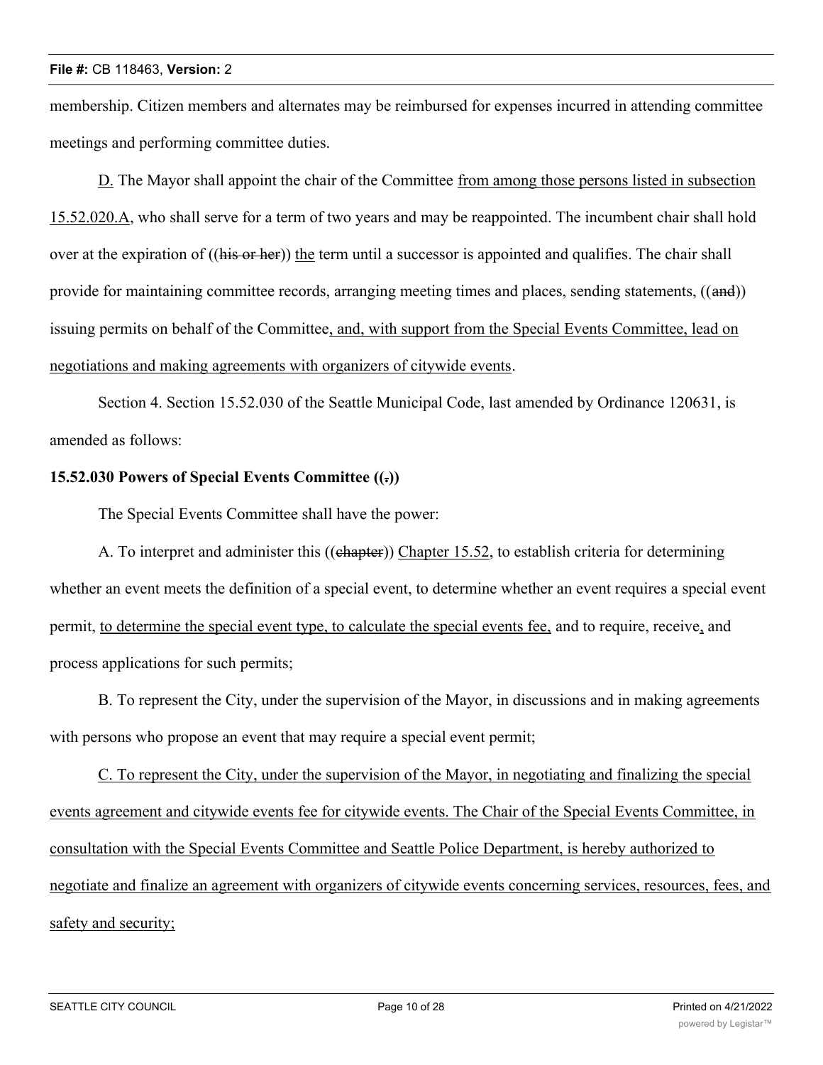membership. Citizen members and alternates may be reimbursed for expenses incurred in attending committee meetings and performing committee duties.

<u>D.</u> The Mayor shall appoint the chair of the Committee <u>from among those persons listed in subsection 15.52.020.A</u>, who shall serve for a term of two years and may be reappointed. The incumbent chair shall hold over at the expiration of ((~~his or her~~)) <u>the</u> term until a successor is appointed and qualifies. The chair shall provide for maintaining committee records, arranging meeting times and places, sending statements, ((~~and~~)) issuing permits on behalf of the Committee<u>, and, with support from the Special Events Committee, lead on negotiations and making agreements with organizers of citywide events</u>.

Section 4. Section 15.52.030 of the Seattle Municipal Code, last amended by Ordinance 120631, is amended as follows:

**15.52.030 Powers of Special Events Committee ((~~.~~))**

The Special Events Committee shall have the power:

A. To interpret and administer this ((~~chapter~~)) <u>Chapter 15.52</u>, to establish criteria for determining whether an event meets the definition of a special event, to determine whether an event requires a special event permit, <u>to determine the special event type, to calculate the special events fee,</u> and to require, receive<u>,</u> and process applications for such permits;

B. To represent the City, under the supervision of the Mayor, in discussions and in making agreements with persons who propose an event that may require a special event permit;

<u>C. To represent the City, under the supervision of the Mayor, in negotiating and finalizing the special events agreement and citywide events fee for citywide events. The Chair of the Special Events Committee, in consultation with the Special Events Committee and Seattle Police Department, is hereby authorized to negotiate and finalize an agreement with organizers of citywide events concerning services, resources, fees, and safety and security;</u>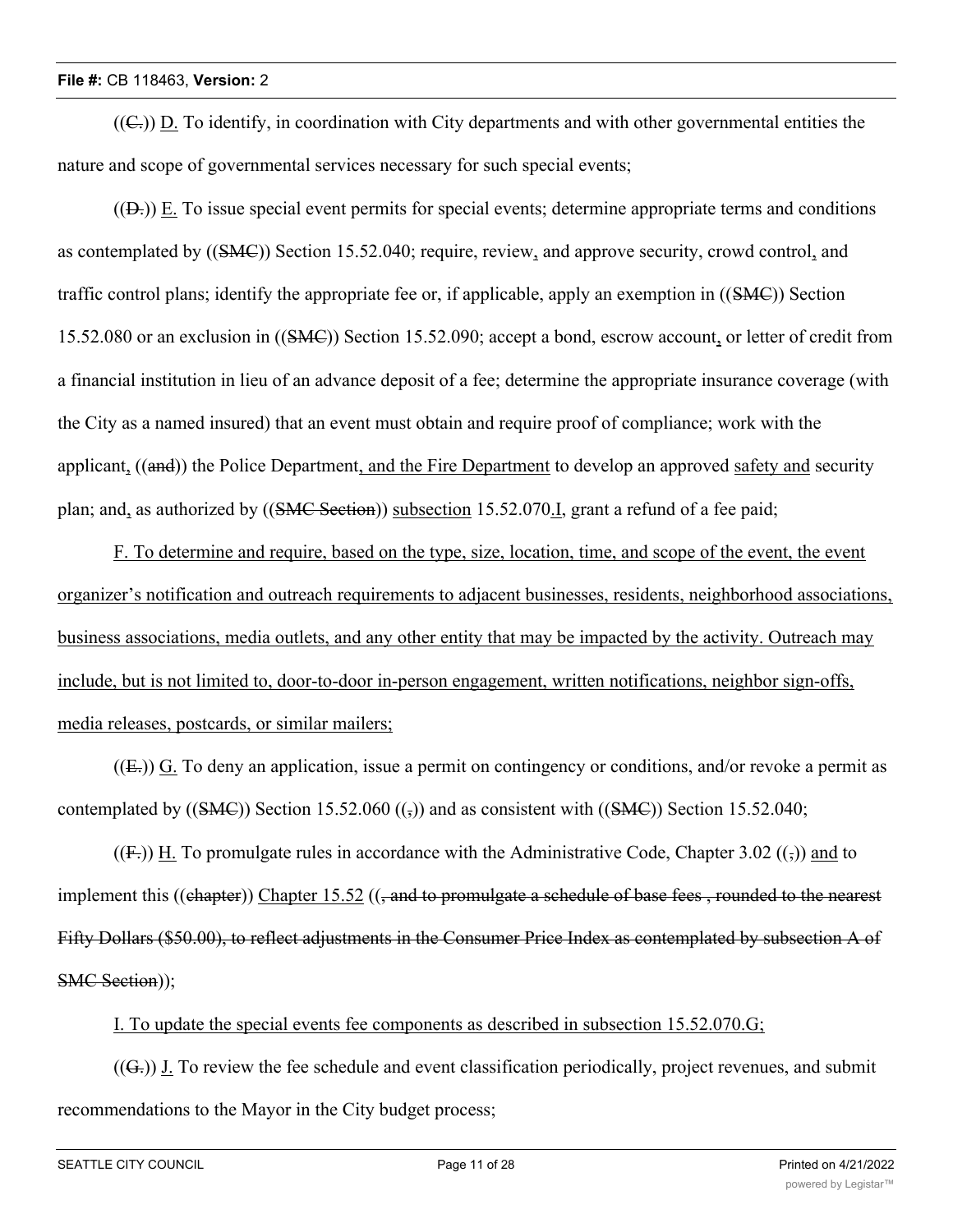((C.)) D. To identify, in coordination with City departments and with other governmental entities the nature and scope of governmental services necessary for such special events;

((D.)) E. To issue special event permits for special events; determine appropriate terms and conditions as contemplated by ((SMC)) Section 15.52.040; require, review, and approve security, crowd control, and traffic control plans; identify the appropriate fee or, if applicable, apply an exemption in ((SMC)) Section 15.52.080 or an exclusion in ((SMC)) Section 15.52.090; accept a bond, escrow account, or letter of credit from a financial institution in lieu of an advance deposit of a fee; determine the appropriate insurance coverage (with the City as a named insured) that an event must obtain and require proof of compliance; work with the applicant, ((and)) the Police Department, and the Fire Department to develop an approved safety and security plan; and, as authorized by ((SMC Section)) subsection 15.52.070.I, grant a refund of a fee paid;

F. To determine and require, based on the type, size, location, time, and scope of the event, the event organizer's notification and outreach requirements to adjacent businesses, residents, neighborhood associations, business associations, media outlets, and any other entity that may be impacted by the activity. Outreach may include, but is not limited to, door-to-door in-person engagement, written notifications, neighbor sign-offs, media releases, postcards, or similar mailers;

((E.)) G. To deny an application, issue a permit on contingency or conditions, and/or revoke a permit as contemplated by ((SMC)) Section 15.52.060 ((,)) and as consistent with ((SMC)) Section 15.52.040;

((F.)) H. To promulgate rules in accordance with the Administrative Code, Chapter 3.02 ((,)) and to implement this ((chapter)) Chapter 15.52 ((, and to promulgate a schedule of base fees , rounded to the nearest Fifty Dollars ($50.00), to reflect adjustments in the Consumer Price Index as contemplated by subsection A of SMC Section));

I. To update the special events fee components as described in subsection 15.52.070.G;

((G.)) J. To review the fee schedule and event classification periodically, project revenues, and submit recommendations to the Mayor in the City budget process;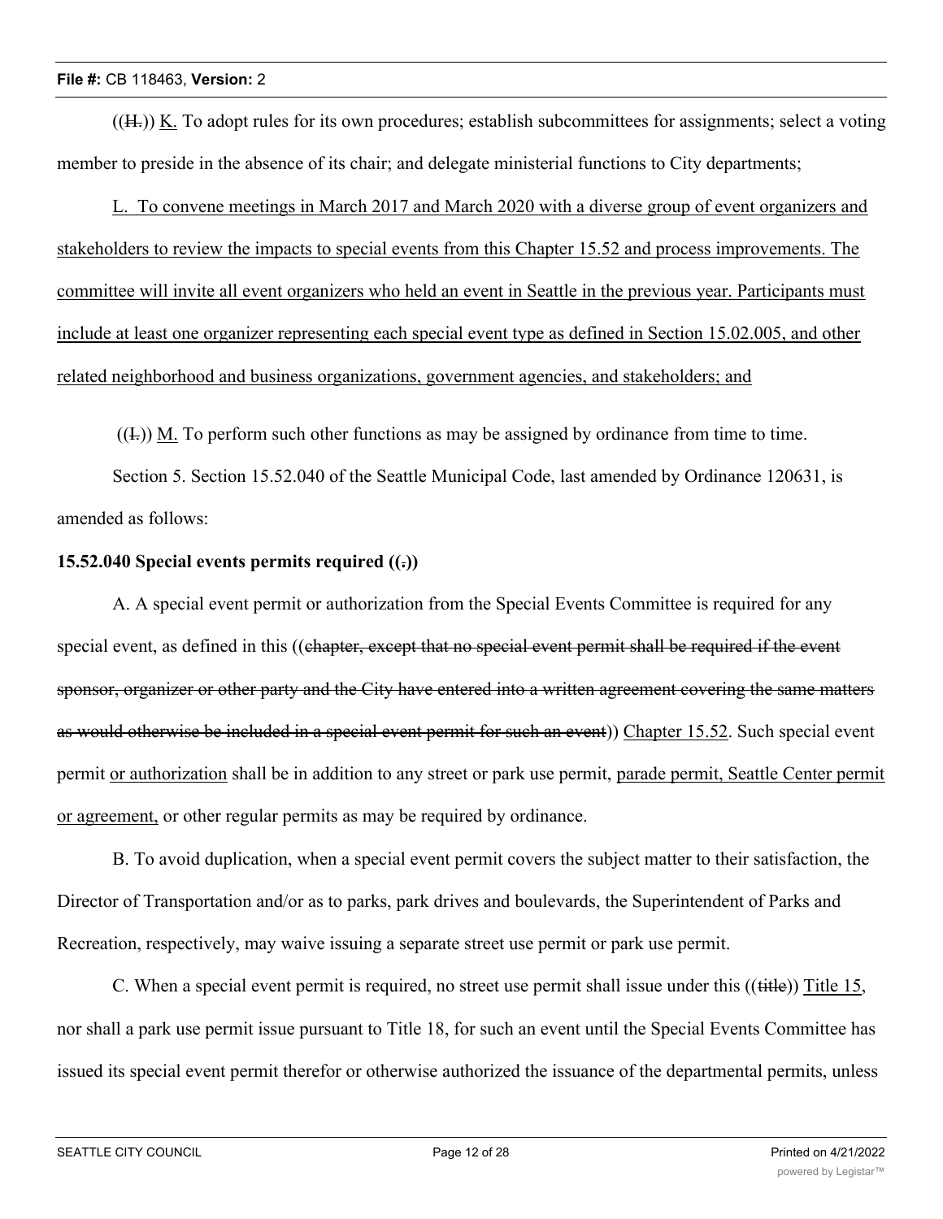((~~H.~~)) <u>K.</u> To adopt rules for its own procedures; establish subcommittees for assignments; select a voting member to preside in the absence of its chair; and delegate ministerial functions to City departments;

<u>L. To convene meetings in March 2017 and March 2020 with a diverse group of event organizers and stakeholders to review the impacts to special events from this Chapter 15.52 and process improvements. The committee will invite all event organizers who held an event in Seattle in the previous year. Participants must include at least one organizer representing each special event type as defined in Section 15.02.005, and other related neighborhood and business organizations, government agencies, and stakeholders; and</u>

((~~I.~~)) <u>M.</u> To perform such other functions as may be assigned by ordinance from time to time.

Section 5. Section 15.52.040 of the Seattle Municipal Code, last amended by Ordinance 120631, is amended as follows:

**15.52.040 Special events permits required ((~~.~~))**

A. A special event permit or authorization from the Special Events Committee is required for any special event, as defined in this ((~~chapter, except that no special event permit shall be required if the event sponsor, organizer or other party and the City have entered into a written agreement covering the same matters as would otherwise be included in a special event permit for such an event~~)) <u>Chapter 15.52</u>. Such special event permit <u>or authorization</u> shall be in addition to any street or park use permit, <u>parade permit, Seattle Center permit or agreement,</u> or other regular permits as may be required by ordinance.

B. To avoid duplication, when a special event permit covers the subject matter to their satisfaction, the Director of Transportation and/or as to parks, park drives and boulevards, the Superintendent of Parks and Recreation, respectively, may waive issuing a separate street use permit or park use permit.

C. When a special event permit is required, no street use permit shall issue under this ((~~title~~)) <u>Title 15</u>, nor shall a park use permit issue pursuant to Title 18, for such an event until the Special Events Committee has issued its special event permit therefor or otherwise authorized the issuance of the departmental permits, unless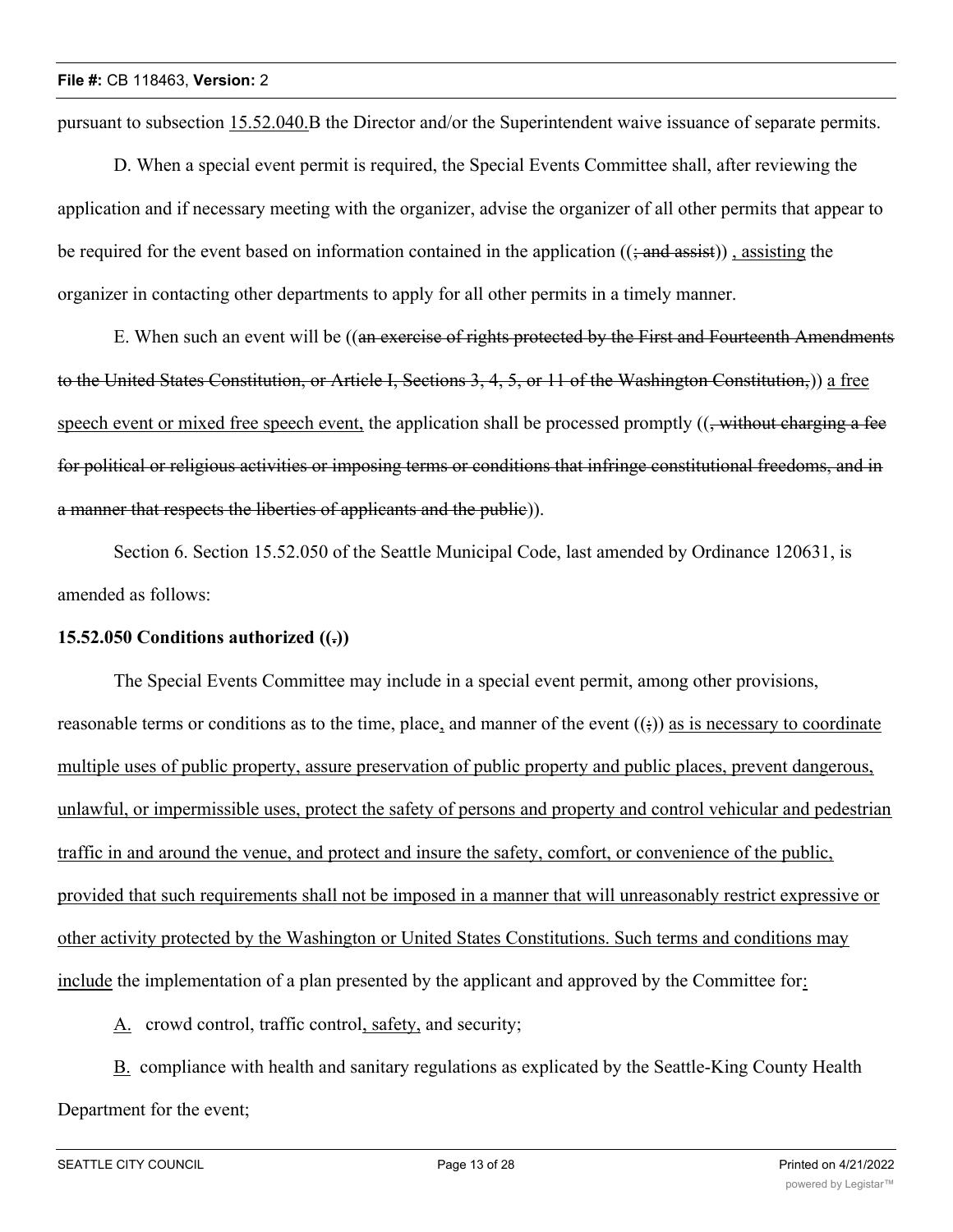pursuant to subsection 15.52.040.B the Director and/or the Superintendent waive issuance of separate permits.

D. When a special event permit is required, the Special Events Committee shall, after reviewing the application and if necessary meeting with the organizer, advise the organizer of all other permits that appear to be required for the event based on information contained in the application ((~~; and assist~~)) <u>, assisting</u> the organizer in contacting other departments to apply for all other permits in a timely manner.

E. When such an event will be ((~~an exercise of rights protected by the First and Fourteenth Amendments to the United States Constitution, or Article I, Sections 3, 4, 5, or 11 of the Washington Constitution,~~)) <u>a free speech event or mixed free speech event,</u> the application shall be processed promptly ((~~, without charging a fee for political or religious activities or imposing terms or conditions that infringe constitutional freedoms, and in a manner that respects the liberties of applicants and the public~~)).

Section 6. Section 15.52.050 of the Seattle Municipal Code, last amended by Ordinance 120631, is amended as follows:

**15.52.050 Conditions authorized ((~~.~~))**

The Special Events Committee may include in a special event permit, among other provisions, reasonable terms or conditions as to the time, place<u>,</u> and manner of the event ((~~;~~)) <u>as is necessary to coordinate multiple uses of public property, assure preservation of public property and public places, prevent dangerous, unlawful, or impermissible uses, protect the safety of persons and property and control vehicular and pedestrian traffic in and around the venue, and protect and insure the safety, comfort, or convenience of the public, provided that such requirements shall not be imposed in a manner that will unreasonably restrict expressive or other activity protected by the Washington or United States Constitutions. Such terms and conditions may include</u> the implementation of a plan presented by the applicant and approved by the Committee for<u>:</u>

<u>A.</u> crowd control, traffic control<u>, safety,</u> and security;

<u>B.</u> compliance with health and sanitary regulations as explicated by the Seattle-King County Health Department for the event;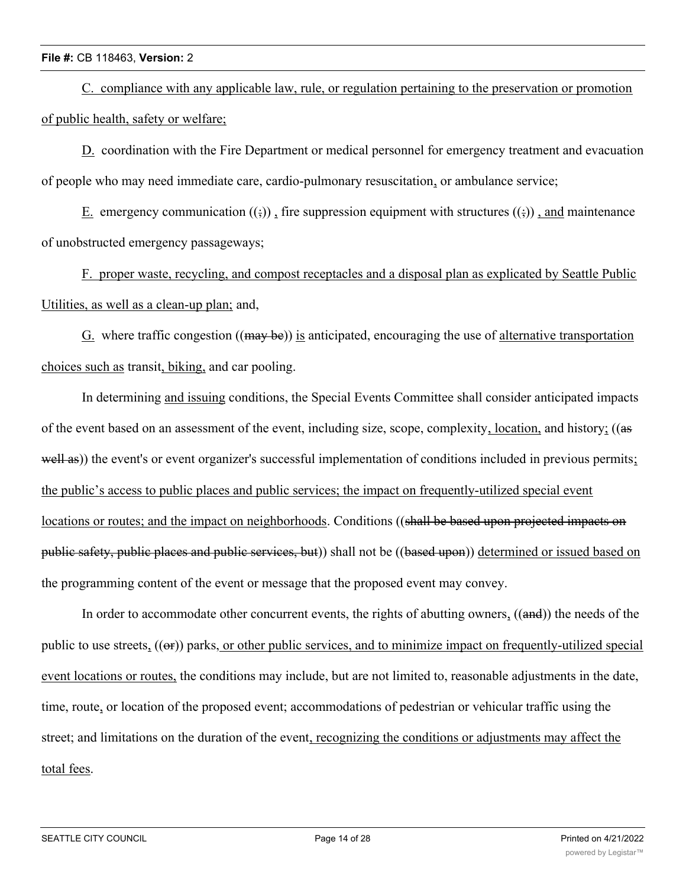C. compliance with any applicable law, rule, or regulation pertaining to the preservation or promotion of public health, safety or welfare;

D. coordination with the Fire Department or medical personnel for emergency treatment and evacuation of people who may need immediate care, cardio-pulmonary resuscitation, or ambulance service;

E. emergency communication ((;)) , fire suppression equipment with structures ((;)) , and maintenance of unobstructed emergency passageways;

F. proper waste, recycling, and compost receptacles and a disposal plan as explicated by Seattle Public Utilities, as well as a clean-up plan; and,

G. where traffic congestion ((may be)) is anticipated, encouraging the use of alternative transportation choices such as transit, biking, and car pooling.

In determining and issuing conditions, the Special Events Committee shall consider anticipated impacts of the event based on an assessment of the event, including size, scope, complexity, location, and history; ((as well as)) the event's or event organizer's successful implementation of conditions included in previous permits; the public's access to public places and public services; the impact on frequently-utilized special event locations or routes; and the impact on neighborhoods. Conditions ((shall be based upon projected impacts on public safety, public places and public services, but)) shall not be ((based upon)) determined or issued based on the programming content of the event or message that the proposed event may convey.

In order to accommodate other concurrent events, the rights of abutting owners, ((and)) the needs of the public to use streets, ((or)) parks, or other public services, and to minimize impact on frequently-utilized special event locations or routes, the conditions may include, but are not limited to, reasonable adjustments in the date, time, route, or location of the proposed event; accommodations of pedestrian or vehicular traffic using the street; and limitations on the duration of the event, recognizing the conditions or adjustments may affect the total fees.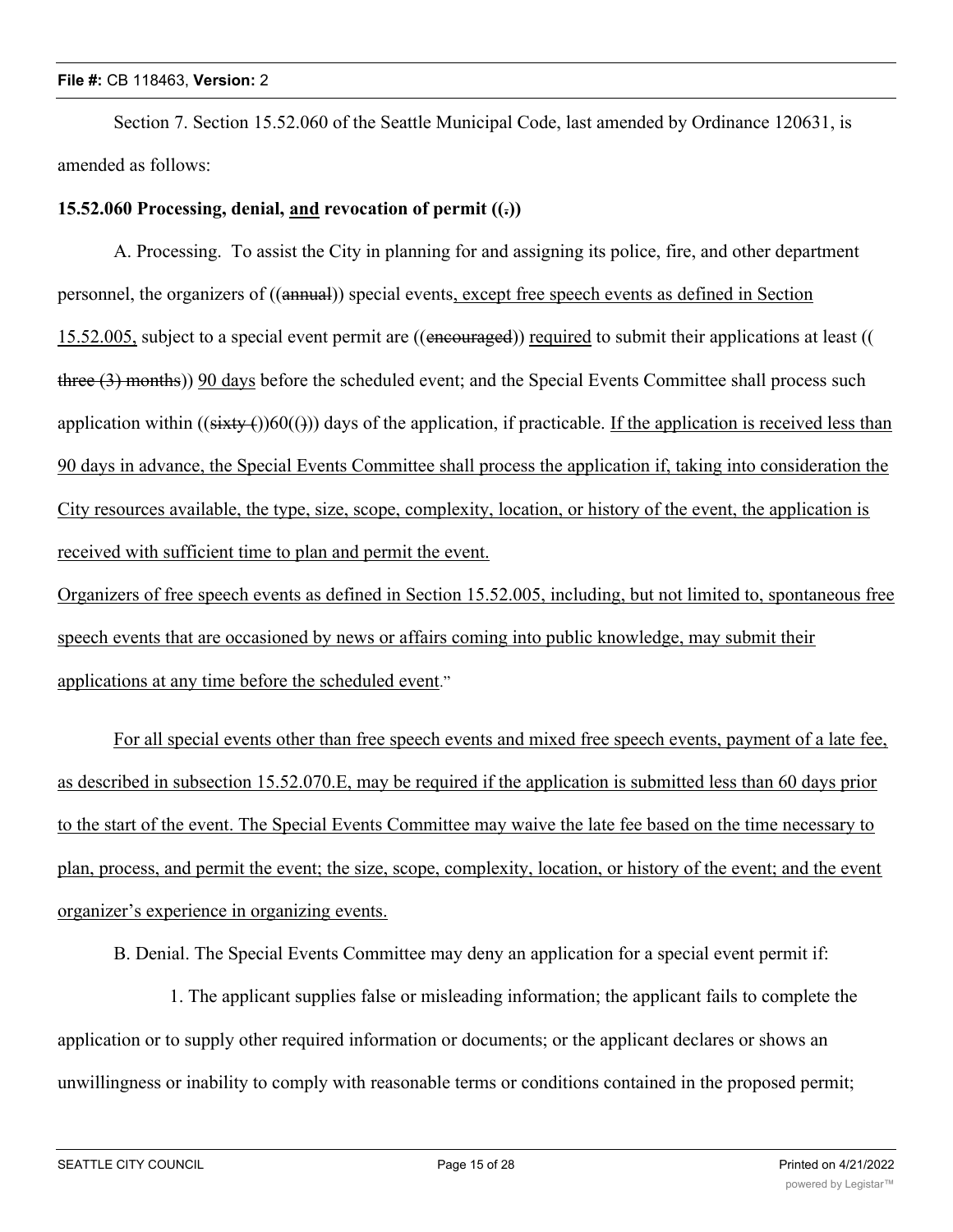Section 7. Section 15.52.060 of the Seattle Municipal Code, last amended by Ordinance 120631, is amended as follows:

**15.52.060 Processing, denial, and revocation of permit ((.))**

A. Processing. To assist the City in planning for and assigning its police, fire, and other department personnel, the organizers of ((annual)) special events, except free speech events as defined in Section 15.52.005, subject to a special event permit are ((encouraged)) required to submit their applications at least ((three (3) months)) 90 days before the scheduled event; and the Special Events Committee shall process such application within ((sixty ())60(())) days of the application, if practicable. If the application is received less than 90 days in advance, the Special Events Committee shall process the application if, taking into consideration the City resources available, the type, size, scope, complexity, location, or history of the event, the application is received with sufficient time to plan and permit the event.

Organizers of free speech events as defined in Section 15.52.005, including, but not limited to, spontaneous free speech events that are occasioned by news or affairs coming into public knowledge, may submit their applications at any time before the scheduled event."

For all special events other than free speech events and mixed free speech events, payment of a late fee, as described in subsection 15.52.070.E, may be required if the application is submitted less than 60 days prior to the start of the event. The Special Events Committee may waive the late fee based on the time necessary to plan, process, and permit the event; the size, scope, complexity, location, or history of the event; and the event organizer's experience in organizing events.

B. Denial. The Special Events Committee may deny an application for a special event permit if:

1. The applicant supplies false or misleading information; the applicant fails to complete the application or to supply other required information or documents; or the applicant declares or shows an unwillingness or inability to comply with reasonable terms or conditions contained in the proposed permit;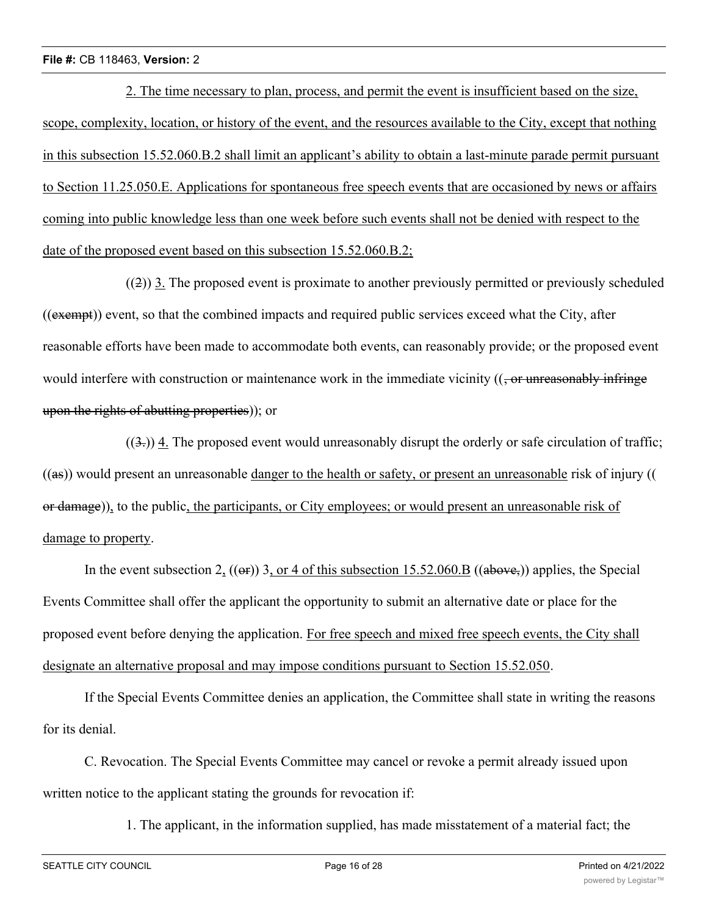2. The time necessary to plan, process, and permit the event is insufficient based on the size, scope, complexity, location, or history of the event, and the resources available to the City, except that nothing in this subsection 15.52.060.B.2 shall limit an applicant's ability to obtain a last-minute parade permit pursuant to Section 11.25.050.E. Applications for spontaneous free speech events that are occasioned by news or affairs coming into public knowledge less than one week before such events shall not be denied with respect to the date of the proposed event based on this subsection 15.52.060.B.2;

((2)) 3. The proposed event is proximate to another previously permitted or previously scheduled ((exempt)) event, so that the combined impacts and required public services exceed what the City, after reasonable efforts have been made to accommodate both events, can reasonably provide; or the proposed event would interfere with construction or maintenance work in the immediate vicinity ((, or unreasonably infringe upon the rights of abutting properties)); or

((3.)) 4. The proposed event would unreasonably disrupt the orderly or safe circulation of traffic; ((as)) would present an unreasonable danger to the health or safety, or present an unreasonable risk of injury (( or damage)), to the public, the participants, or City employees; or would present an unreasonable risk of damage to property.

In the event subsection 2, ((or)) 3, or 4 of this subsection 15.52.060.B ((above,)) applies, the Special Events Committee shall offer the applicant the opportunity to submit an alternative date or place for the proposed event before denying the application. For free speech and mixed free speech events, the City shall designate an alternative proposal and may impose conditions pursuant to Section 15.52.050.

If the Special Events Committee denies an application, the Committee shall state in writing the reasons for its denial.

C. Revocation. The Special Events Committee may cancel or revoke a permit already issued upon written notice to the applicant stating the grounds for revocation if:

1. The applicant, in the information supplied, has made misstatement of a material fact; the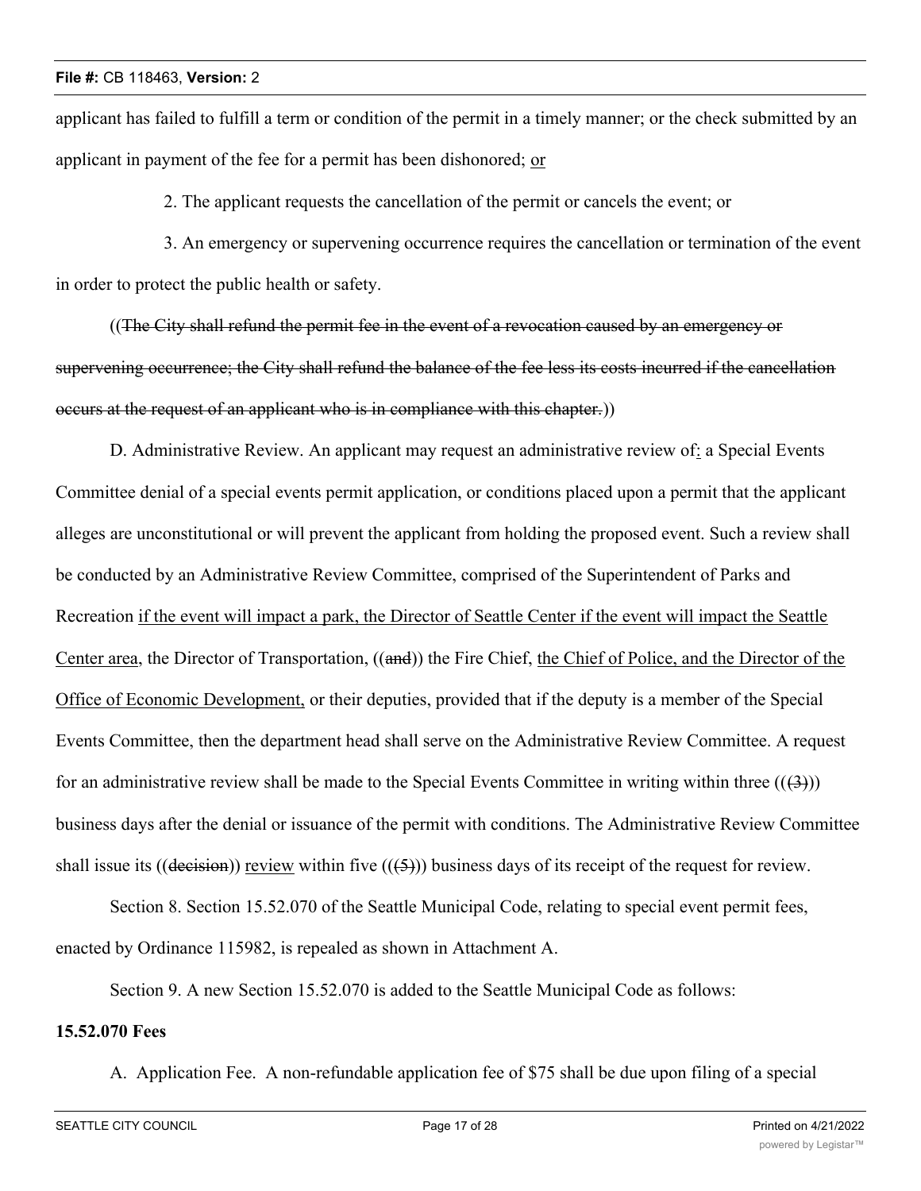applicant has failed to fulfill a term or condition of the permit in a timely manner; or the check submitted by an applicant in payment of the fee for a permit has been dishonored; <u>or</u>

2. The applicant requests the cancellation of the permit or cancels the event; or

3. An emergency or supervening occurrence requires the cancellation or termination of the event in order to protect the public health or safety.

((~~The City shall refund the permit fee in the event of a revocation caused by an emergency or supervening occurrence; the City shall refund the balance of the fee less its costs incurred if the cancellation occurs at the request of an applicant who is in compliance with this chapter.~~))

D. Administrative Review. An applicant may request an administrative review of<u>:</u> a Special Events Committee denial of a special events permit application, or conditions placed upon a permit that the applicant alleges are unconstitutional or will prevent the applicant from holding the proposed event. Such a review shall be conducted by an Administrative Review Committee, comprised of the Superintendent of Parks and Recreation <u>if the event will impact a park, the Director of Seattle Center if the event will impact the Seattle Center area</u>, the Director of Transportation, ((~~and~~)) the Fire Chief, <u>the Chief of Police, and the Director of the Office of Economic Development,</u> or their deputies, provided that if the deputy is a member of the Special Events Committee, then the department head shall serve on the Administrative Review Committee. A request for an administrative review shall be made to the Special Events Committee in writing within three ((~~(3)~~)) business days after the denial or issuance of the permit with conditions. The Administrative Review Committee shall issue its ((~~decision~~)) <u>review</u> within five ((~~(5)~~)) business days of its receipt of the request for review.

Section 8. Section 15.52.070 of the Seattle Municipal Code, relating to special event permit fees, enacted by Ordinance 115982, is repealed as shown in Attachment A.

Section 9. A new Section 15.52.070 is added to the Seattle Municipal Code as follows:

**15.52.070 Fees**

A. Application Fee. A non-refundable application fee of $75 shall be due upon filing of a special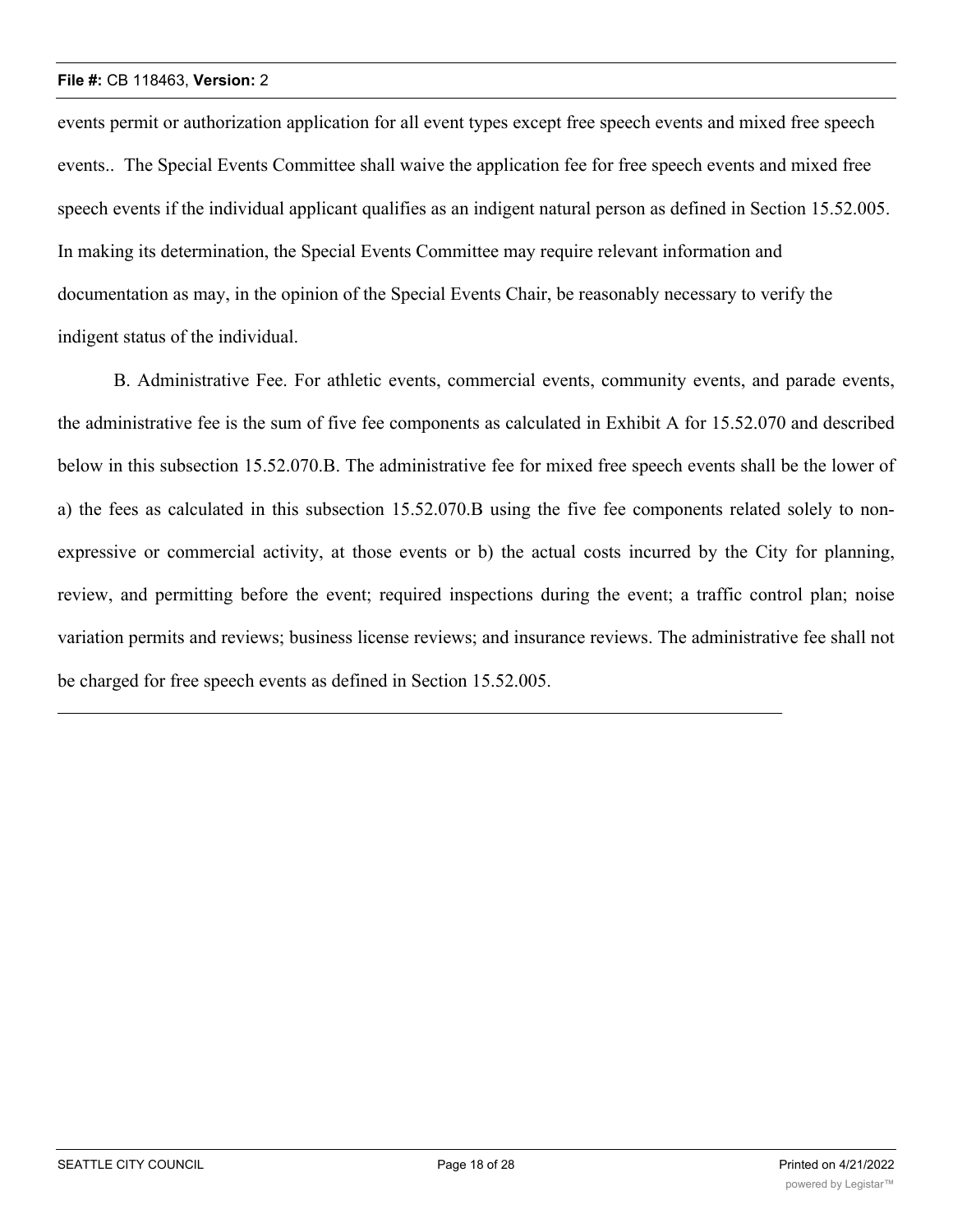events permit or authorization application for all event types except free speech events and mixed free speech events.. The Special Events Committee shall waive the application fee for free speech events and mixed free speech events if the individual applicant qualifies as an indigent natural person as defined in Section 15.52.005. In making its determination, the Special Events Committee may require relevant information and documentation as may, in the opinion of the Special Events Chair, be reasonably necessary to verify the indigent status of the individual.

B. Administrative Fee. For athletic events, commercial events, community events, and parade events, the administrative fee is the sum of five fee components as calculated in Exhibit A for 15.52.070 and described below in this subsection 15.52.070.B. The administrative fee for mixed free speech events shall be the lower of a) the fees as calculated in this subsection 15.52.070.B using the five fee components related solely to non-expressive or commercial activity, at those events or b) the actual costs incurred by the City for planning, review, and permitting before the event; required inspections during the event; a traffic control plan; noise variation permits and reviews; business license reviews; and insurance reviews. The administrative fee shall not be charged for free speech events as defined in Section 15.52.005.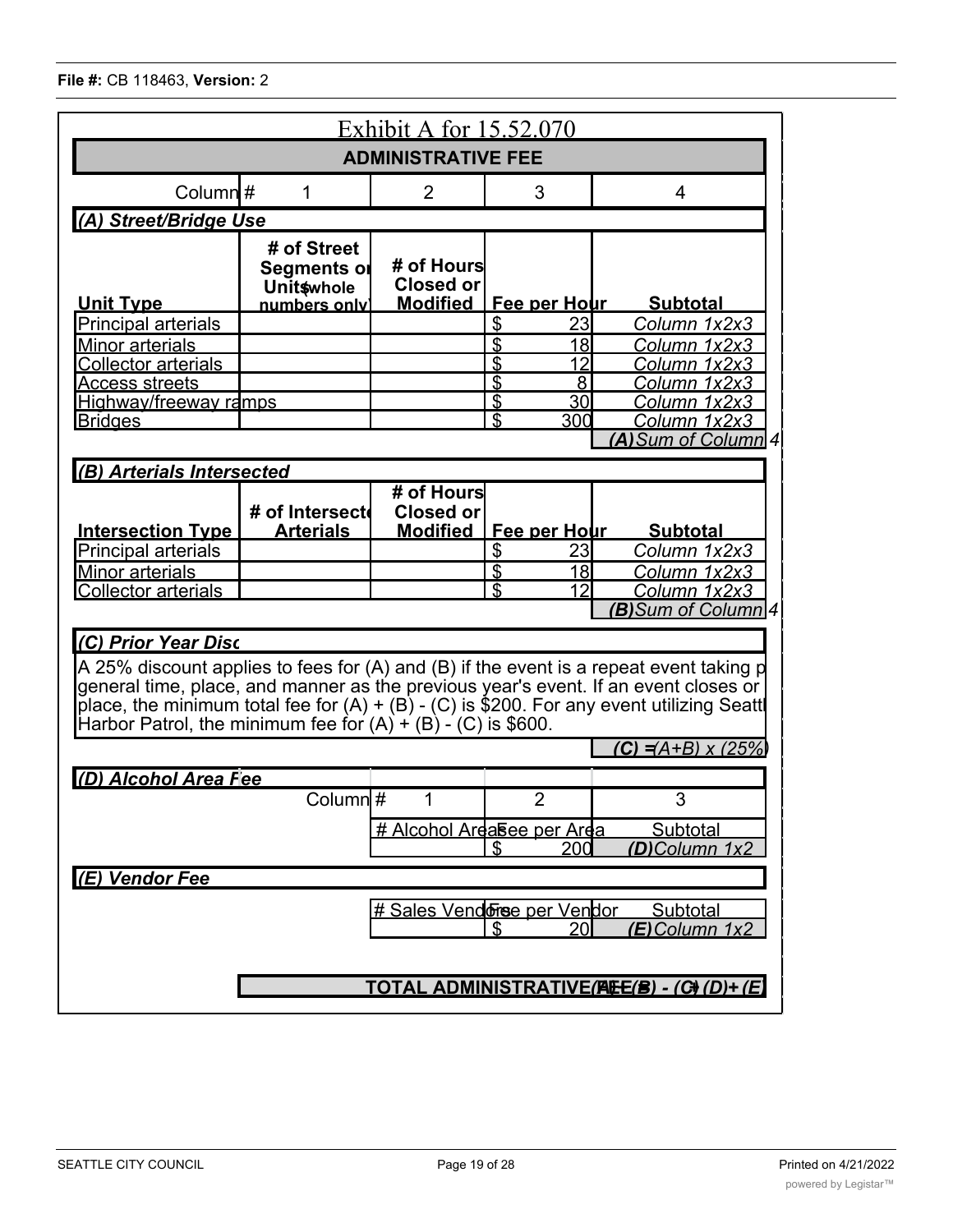**File #:** CB 118463, **Version:** 2

# Exhibit A for 15.52.070

## ADMINISTRATIVE FEE

| Column # | 1 | 2 | 3 | 4 |
|---|---|---|---|---|

### *(A) Street/Bridge Use*

| Unit Type | # of Street Segments or Units (whole numbers only) | # of Hours Closed or Modified | Fee per Hour | Subtotal |
|---|---|---|---|---|
| Principal arterials | | | $ 23 | *Column 1x2x3* |
| Minor arterials | | | $ 18 | *Column 1x2x3* |
| Collector arterials | | | $ 12 | *Column 1x2x3* |
| Access streets | | | $ 8 | *Column 1x2x3* |
| Highway/freeway ramps | | | $ 30 | *Column 1x2x3* |
| Bridges | | | $ 300 | *Column 1x2x3* |
| | | | | ***(A)** Sum of Column 4* |

### *(B) Arterials Intersected*

| Intersection Type | # of Intersected Arterials | # of Hours Closed or Modified | Fee per Hour | Subtotal |
|---|---|---|---|---|
| Principal arterials | | | $ 23 | *Column 1x2x3* |
| Minor arterials | | | $ 18 | *Column 1x2x3* |
| Collector arterials | | | $ 12 | *Column 1x2x3* |
| | | | | ***(B)** Sum of Column 4* |

### *(C) Prior Year Disc*

A 25% discount applies to fees for (A) and (B) if the event is a repeat event taking p general time, place, and manner as the previous year's event. If an event closes or place, the minimum total fee for (A) + (B) - (C) is $200. For any event utilizing Seattl Harbor Patrol, the minimum fee for (A) + (B) - (C) is $600.

***(C)** = (A+B) x (25%)*

### *(D) Alcohol Area Fee*

| Column # | 1 | 2 | 3 |
|---|---|---|---|
| | # Alcohol Areas | Fee per Area | Subtotal |
| | | $ 200 | ***(D)** Column 1x2* |

### *(E) Vendor Fee*

| # Sales Vendors | Fee per Vendor | Subtotal |
|---|---|---|
| | $ 20 | ***(E)** Column 1x2* |

**TOTAL ADMINISTRATIVE FEE** ***(A) + (B) - (C) + (D) + (E)***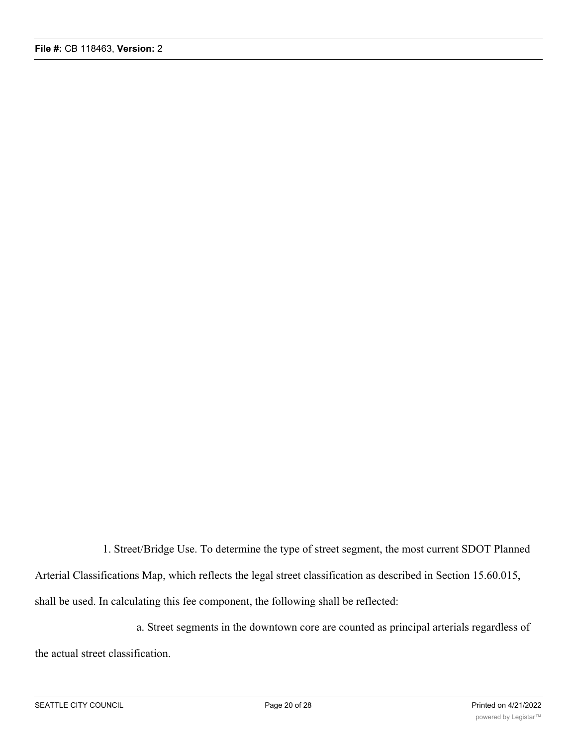1. Street/Bridge Use. To determine the type of street segment, the most current SDOT Planned Arterial Classifications Map, which reflects the legal street classification as described in Section 15.60.015, shall be used. In calculating this fee component, the following shall be reflected:

a. Street segments in the downtown core are counted as principal arterials regardless of the actual street classification.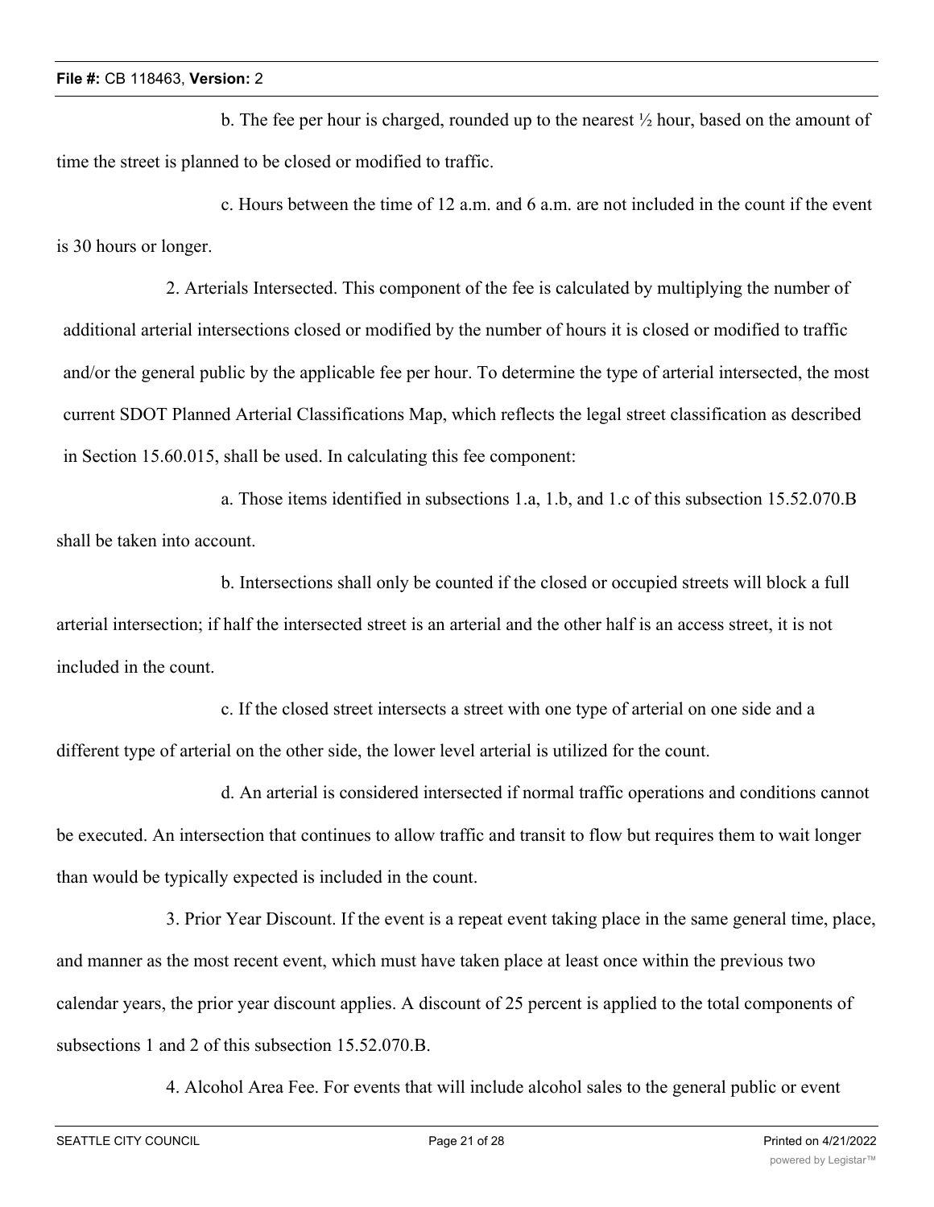b. The fee per hour is charged, rounded up to the nearest ½ hour, based on the amount of time the street is planned to be closed or modified to traffic.

c. Hours between the time of 12 a.m. and 6 a.m. are not included in the count if the event is 30 hours or longer.

2. Arterials Intersected. This component of the fee is calculated by multiplying the number of additional arterial intersections closed or modified by the number of hours it is closed or modified to traffic and/or the general public by the applicable fee per hour. To determine the type of arterial intersected, the most current SDOT Planned Arterial Classifications Map, which reflects the legal street classification as described in Section 15.60.015, shall be used. In calculating this fee component:

a. Those items identified in subsections 1.a, 1.b, and 1.c of this subsection 15.52.070.B shall be taken into account.

b. Intersections shall only be counted if the closed or occupied streets will block a full arterial intersection; if half the intersected street is an arterial and the other half is an access street, it is not included in the count.

c. If the closed street intersects a street with one type of arterial on one side and a different type of arterial on the other side, the lower level arterial is utilized for the count.

d. An arterial is considered intersected if normal traffic operations and conditions cannot be executed. An intersection that continues to allow traffic and transit to flow but requires them to wait longer than would be typically expected is included in the count.

3. Prior Year Discount. If the event is a repeat event taking place in the same general time, place, and manner as the most recent event, which must have taken place at least once within the previous two calendar years, the prior year discount applies. A discount of 25 percent is applied to the total components of subsections 1 and 2 of this subsection 15.52.070.B.

4. Alcohol Area Fee. For events that will include alcohol sales to the general public or event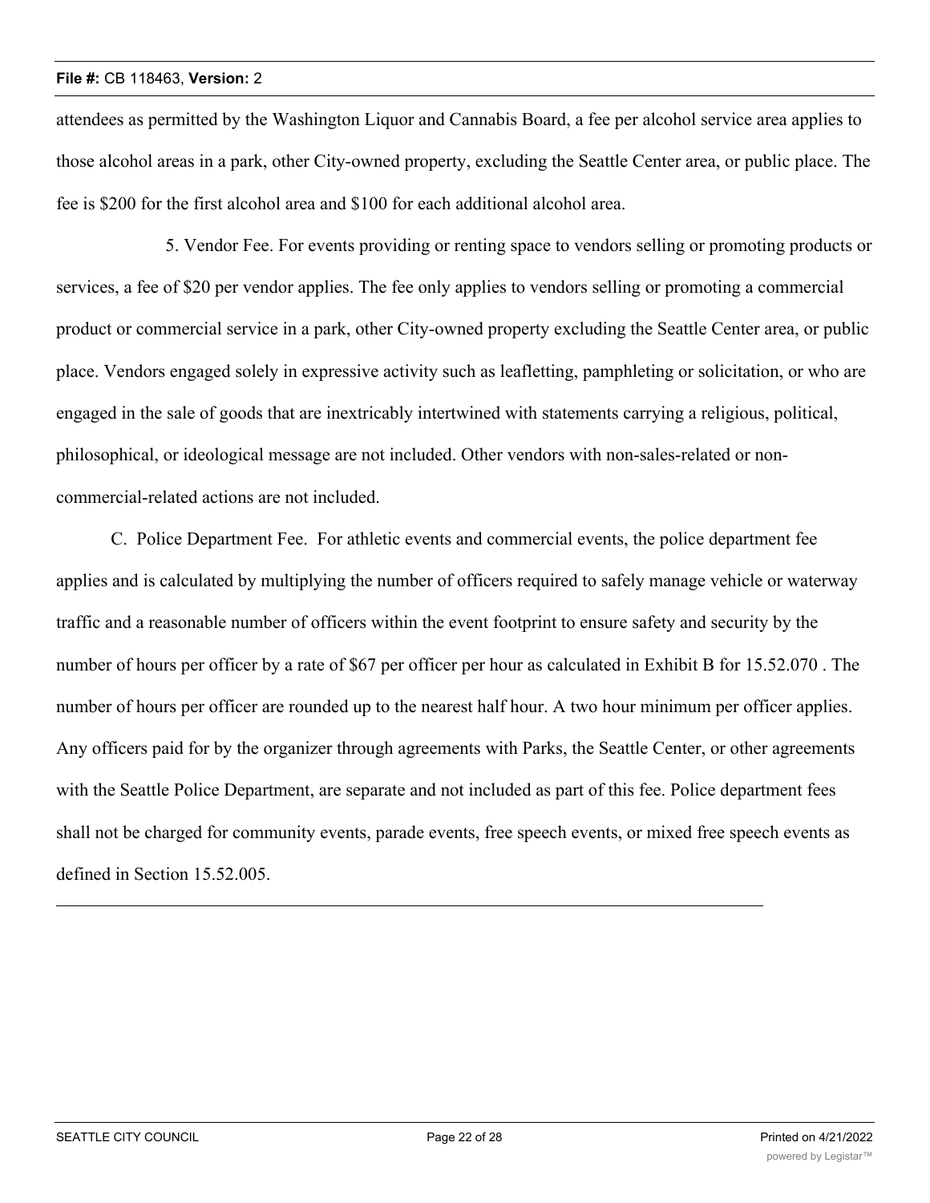attendees as permitted by the Washington Liquor and Cannabis Board, a fee per alcohol service area applies to those alcohol areas in a park, other City-owned property, excluding the Seattle Center area, or public place. The fee is $200 for the first alcohol area and $100 for each additional alcohol area.

5. Vendor Fee. For events providing or renting space to vendors selling or promoting products or services, a fee of $20 per vendor applies. The fee only applies to vendors selling or promoting a commercial product or commercial service in a park, other City-owned property excluding the Seattle Center area, or public place. Vendors engaged solely in expressive activity such as leafletting, pamphleting or solicitation, or who are engaged in the sale of goods that are inextricably intertwined with statements carrying a religious, political, philosophical, or ideological message are not included. Other vendors with non-sales-related or non-commercial-related actions are not included.

C. Police Department Fee. For athletic events and commercial events, the police department fee applies and is calculated by multiplying the number of officers required to safely manage vehicle or waterway traffic and a reasonable number of officers within the event footprint to ensure safety and security by the number of hours per officer by a rate of $67 per officer per hour as calculated in Exhibit B for 15.52.070 . The number of hours per officer are rounded up to the nearest half hour. A two hour minimum per officer applies. Any officers paid for by the organizer through agreements with Parks, the Seattle Center, or other agreements with the Seattle Police Department, are separate and not included as part of this fee. Police department fees shall not be charged for community events, parade events, free speech events, or mixed free speech events as defined in Section 15.52.005.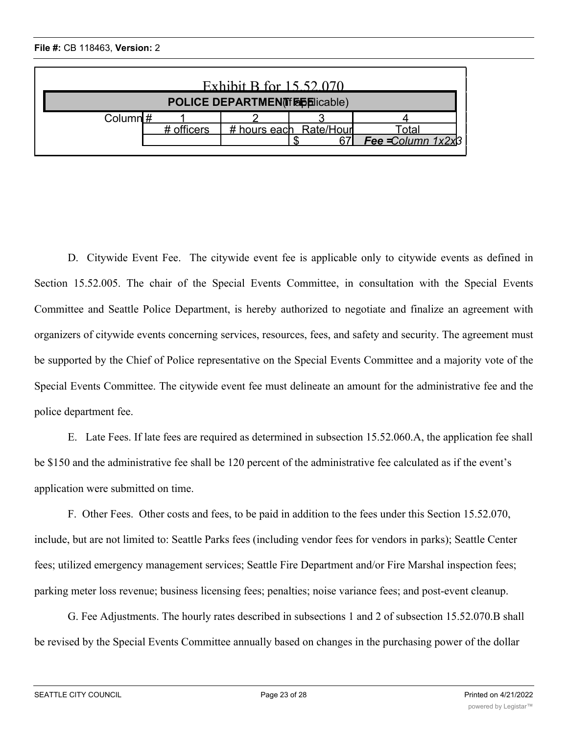Exhibit B for 15.52.070

| POLICE DEPARTMENT FEE (if applicable) | | | | |
|---|---|---|---|---|
| Column # | 1 | 2 | 3 | 4 |
| | # officers | # hours each | Rate/Hour | Total |
| | | | $ 67 | ***Fee =*** *Column 1x2x3* |

D. Citywide Event Fee. The citywide event fee is applicable only to citywide events as defined in Section 15.52.005. The chair of the Special Events Committee, in consultation with the Special Events Committee and Seattle Police Department, is hereby authorized to negotiate and finalize an agreement with organizers of citywide events concerning services, resources, fees, and safety and security. The agreement must be supported by the Chief of Police representative on the Special Events Committee and a majority vote of the Special Events Committee. The citywide event fee must delineate an amount for the administrative fee and the police department fee.

E. Late Fees. If late fees are required as determined in subsection 15.52.060.A, the application fee shall be $150 and the administrative fee shall be 120 percent of the administrative fee calculated as if the event's application were submitted on time.

F. Other Fees. Other costs and fees, to be paid in addition to the fees under this Section 15.52.070, include, but are not limited to: Seattle Parks fees (including vendor fees for vendors in parks); Seattle Center fees; utilized emergency management services; Seattle Fire Department and/or Fire Marshal inspection fees; parking meter loss revenue; business licensing fees; penalties; noise variance fees; and post-event cleanup.

G. Fee Adjustments. The hourly rates described in subsections 1 and 2 of subsection 15.52.070.B shall be revised by the Special Events Committee annually based on changes in the purchasing power of the dollar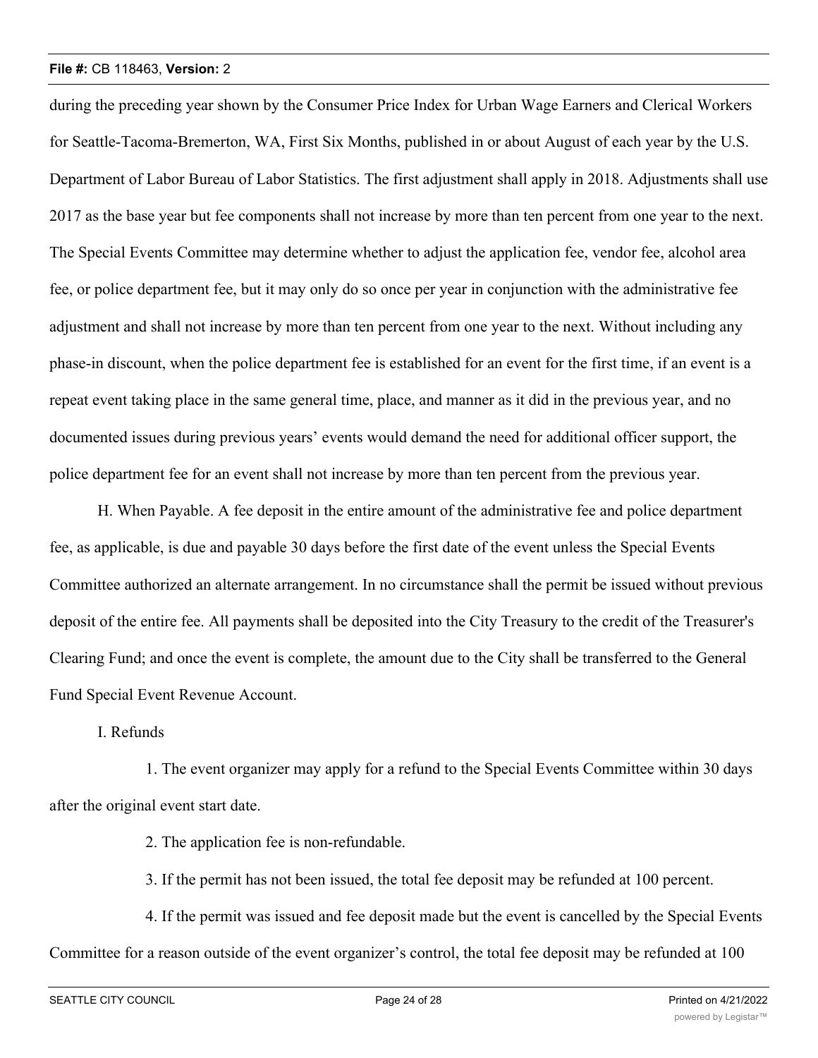during the preceding year shown by the Consumer Price Index for Urban Wage Earners and Clerical Workers for Seattle-Tacoma-Bremerton, WA, First Six Months, published in or about August of each year by the U.S. Department of Labor Bureau of Labor Statistics. The first adjustment shall apply in 2018. Adjustments shall use 2017 as the base year but fee components shall not increase by more than ten percent from one year to the next. The Special Events Committee may determine whether to adjust the application fee, vendor fee, alcohol area fee, or police department fee, but it may only do so once per year in conjunction with the administrative fee adjustment and shall not increase by more than ten percent from one year to the next. Without including any phase-in discount, when the police department fee is established for an event for the first time, if an event is a repeat event taking place in the same general time, place, and manner as it did in the previous year, and no documented issues during previous years' events would demand the need for additional officer support, the police department fee for an event shall not increase by more than ten percent from the previous year.

H. When Payable. A fee deposit in the entire amount of the administrative fee and police department fee, as applicable, is due and payable 30 days before the first date of the event unless the Special Events Committee authorized an alternate arrangement. In no circumstance shall the permit be issued without previous deposit of the entire fee. All payments shall be deposited into the City Treasury to the credit of the Treasurer's Clearing Fund; and once the event is complete, the amount due to the City shall be transferred to the General Fund Special Event Revenue Account.

I. Refunds

1. The event organizer may apply for a refund to the Special Events Committee within 30 days after the original event start date.

2. The application fee is non-refundable.

3. If the permit has not been issued, the total fee deposit may be refunded at 100 percent.

4. If the permit was issued and fee deposit made but the event is cancelled by the Special Events Committee for a reason outside of the event organizer's control, the total fee deposit may be refunded at 100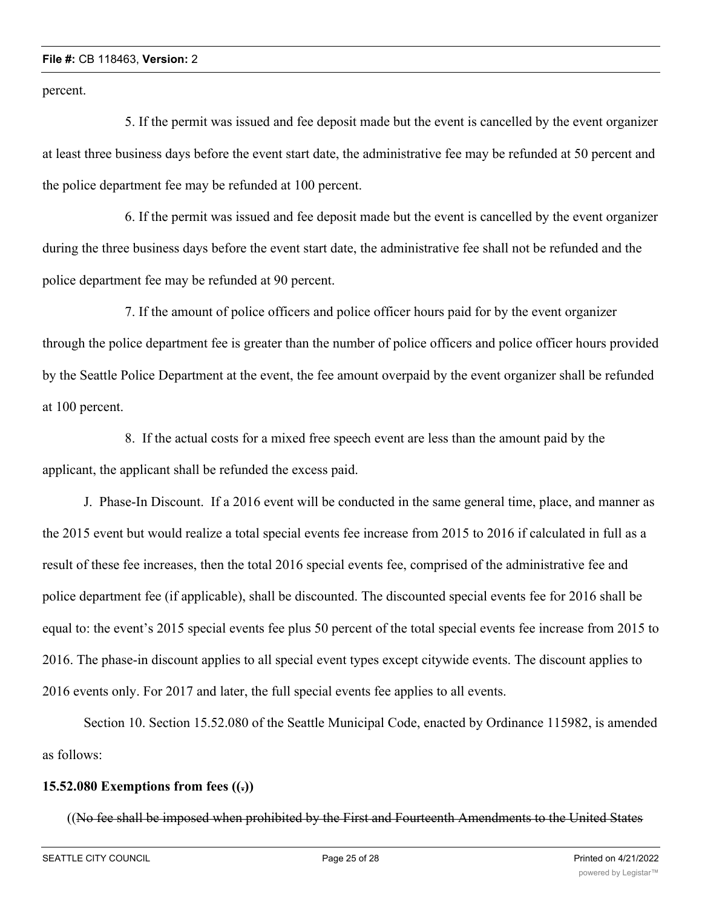percent.

5. If the permit was issued and fee deposit made but the event is cancelled by the event organizer at least three business days before the event start date, the administrative fee may be refunded at 50 percent and the police department fee may be refunded at 100 percent.

6. If the permit was issued and fee deposit made but the event is cancelled by the event organizer during the three business days before the event start date, the administrative fee shall not be refunded and the police department fee may be refunded at 90 percent.

7. If the amount of police officers and police officer hours paid for by the event organizer through the police department fee is greater than the number of police officers and police officer hours provided by the Seattle Police Department at the event, the fee amount overpaid by the event organizer shall be refunded at 100 percent.

8. If the actual costs for a mixed free speech event are less than the amount paid by the applicant, the applicant shall be refunded the excess paid.

J. Phase-In Discount. If a 2016 event will be conducted in the same general time, place, and manner as the 2015 event but would realize a total special events fee increase from 2015 to 2016 if calculated in full as a result of these fee increases, then the total 2016 special events fee, comprised of the administrative fee and police department fee (if applicable), shall be discounted. The discounted special events fee for 2016 shall be equal to: the event's 2015 special events fee plus 50 percent of the total special events fee increase from 2015 to 2016. The phase-in discount applies to all special event types except citywide events. The discount applies to 2016 events only. For 2017 and later, the full special events fee applies to all events.

Section 10. Section 15.52.080 of the Seattle Municipal Code, enacted by Ordinance 115982, is amended as follows:

**15.52.080 Exemptions from fees ((~~.~~))**

((~~No fee shall be imposed when prohibited by the First and Fourteenth Amendments to the United States~~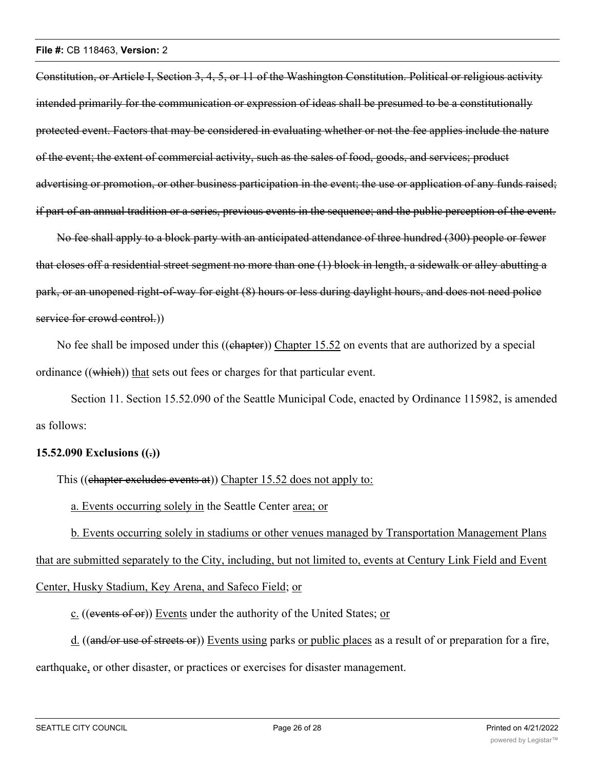~~Constitution, or Article I, Section 3, 4, 5, or 11 of the Washington Constitution. Political or religious activity intended primarily for the communication or expression of ideas shall be presumed to be a constitutionally protected event. Factors that may be considered in evaluating whether or not the fee applies include the nature of the event; the extent of commercial activity, such as the sales of food, goods, and services; product advertising or promotion, or other business participation in the event; the use or application of any funds raised; if part of an annual tradition or a series, previous events in the sequence; and the public perception of the event.~~

~~No fee shall apply to a block party with an anticipated attendance of three hundred (300) people or fewer that closes off a residential street segment no more than one (1) block in length, a sidewalk or alley abutting a park, or an unopened right-of-way for eight (8) hours or less during daylight hours, and does not need police service for crowd control.~~))

No fee shall be imposed under this ((~~chapter~~)) <u>Chapter 15.52</u> on events that are authorized by a special ordinance ((~~which~~)) <u>that</u> sets out fees or charges for that particular event.

Section 11. Section 15.52.090 of the Seattle Municipal Code, enacted by Ordinance 115982, is amended as follows:

**15.52.090 Exclusions ((~~.~~))**

This ((~~chapter excludes events at~~)) <u>Chapter 15.52 does not apply to:</u>

<u>a. Events occurring solely in</u> the Seattle Center <u>area; or</u>

<u>b. Events occurring solely in stadiums or other venues managed by Transportation Management Plans that are submitted separately to the City, including, but not limited to, events at Century Link Field and Event Center, Husky Stadium, Key Arena, and Safeco Field</u>; <u>or</u>

<u>c.</u> ((~~events of or~~)) <u>Events</u> under the authority of the United States; <u>or</u>

<u>d.</u> ((~~and/or use of streets or~~)) <u>Events using</u> parks <u>or public places</u> as a result of or preparation for a fire, earthquake<u>,</u> or other disaster, or practices or exercises for disaster management.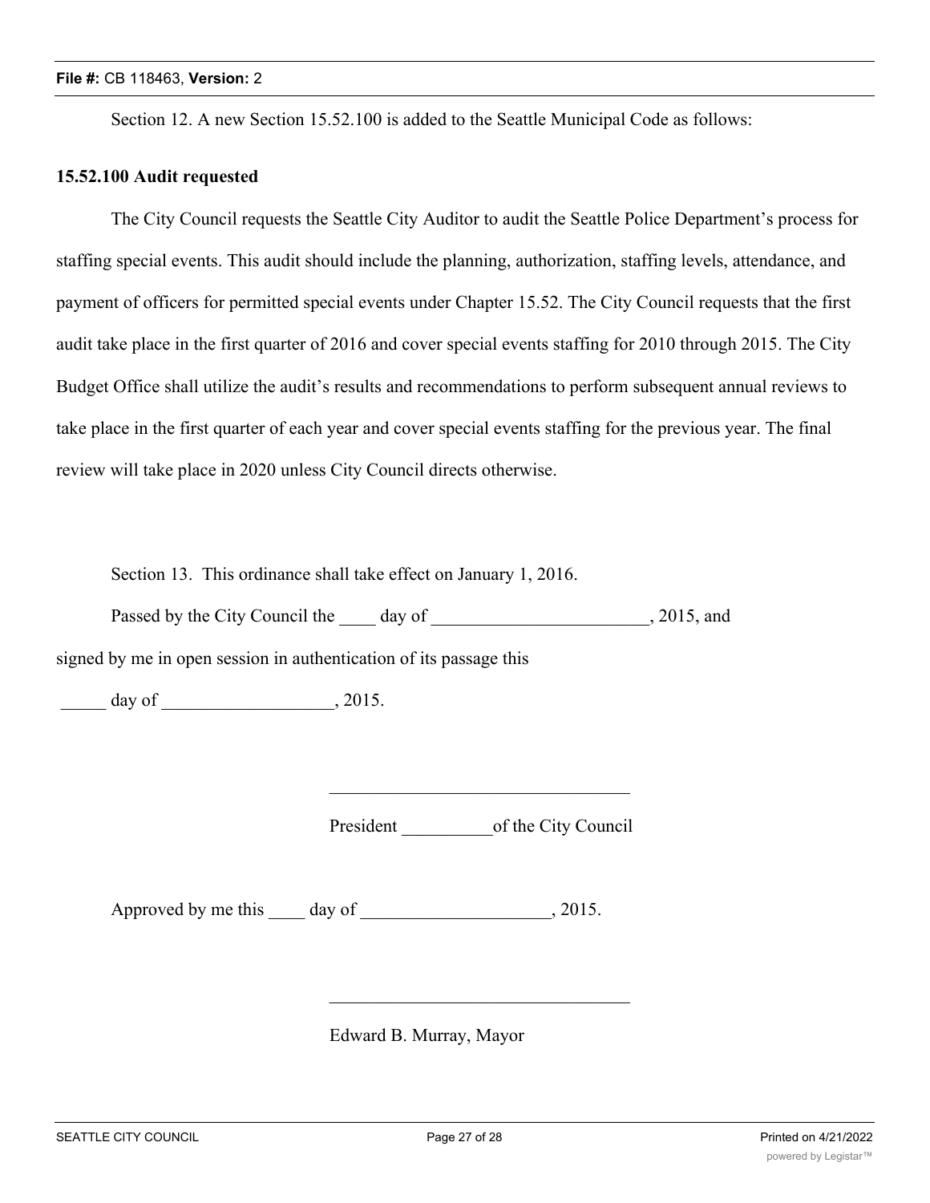Section 12. A new Section 15.52.100 is added to the Seattle Municipal Code as follows:

**15.52.100 Audit requested**

The City Council requests the Seattle City Auditor to audit the Seattle Police Department's process for staffing special events. This audit should include the planning, authorization, staffing levels, attendance, and payment of officers for permitted special events under Chapter 15.52. The City Council requests that the first audit take place in the first quarter of 2016 and cover special events staffing for 2010 through 2015. The City Budget Office shall utilize the audit's results and recommendations to perform subsequent annual reviews to take place in the first quarter of each year and cover special events staffing for the previous year. The final review will take place in 2020 unless City Council directs otherwise.

Section 13. This ordinance shall take effect on January 1, 2016.

Passed by the City Council the ____ day of ________________________, 2015, and signed by me in open session in authentication of its passage this _____ day of ___________________, 2015.

_________________________________

President __________of the City Council

Approved by me this ____ day of _____________________, 2015.

_________________________________

Edward B. Murray, Mayor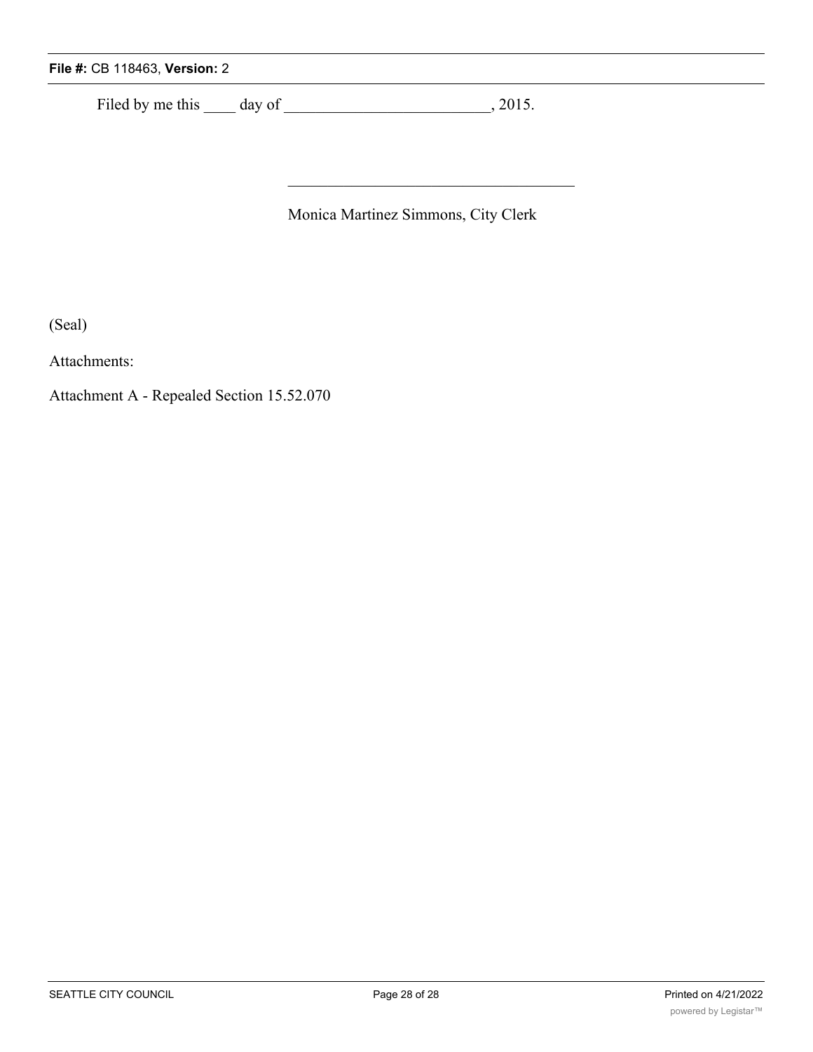Filed by me this ____ day of __________________________, 2015.

____________________________________

Monica Martinez Simmons, City Clerk

(Seal)

Attachments:

Attachment A - Repealed Section 15.52.070